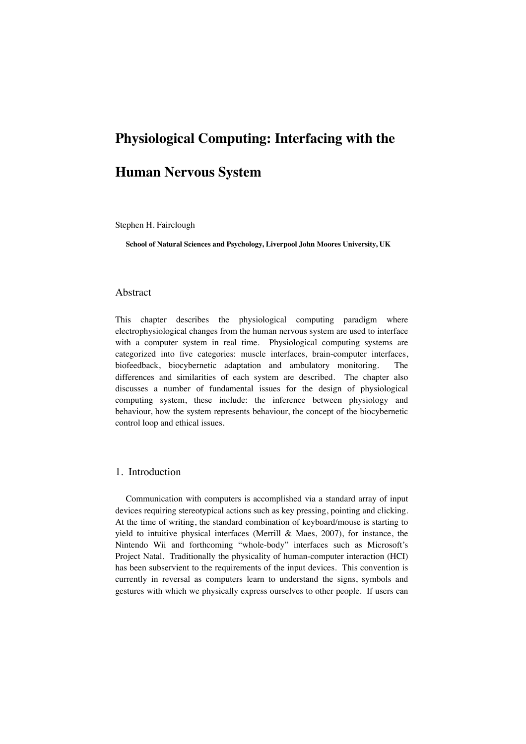# Physiological Computing: Interfacing with the Human Nervous System

Stephen H. Fairclough

**School of Natural Sciences and Psychology, Liverpool John Moores University, UK**

## Abstract

This chapter describes the physiological computing paradigm where electrophysiological changes from the human nervous system are used to interface with a computer system in real time. Physiological computing systems are categorized into five categories: muscle interfaces, brain-computer interfaces, biofeedback, biocybernetic adaptation and ambulatory monitoring. The differences and similarities of each system are described. The chapter also discusses a number of fundamental issues for the design of physiological computing system, these include: the inference between physiology and behaviour, how the system represents behaviour, the concept of the biocybernetic control loop and ethical issues.

## 1. Introduction

Communication with computers is accomplished via a standard array of input devices requiring stereotypical actions such as key pressing, pointing and clicking. At the time of writing, the standard combination of keyboard/mouse is starting to yield to intuitive physical interfaces (Merrill & Maes, 2007), for instance, the Nintendo Wii and forthcoming "whole-body" interfaces such as Microsoft's Project Natal. Traditionally the physicality of human-computer interaction (HCI) has been subservient to the requirements of the input devices. This convention is currently in reversal as computers learn to understand the signs, symbols and gestures with which we physically express ourselves to other people. If users can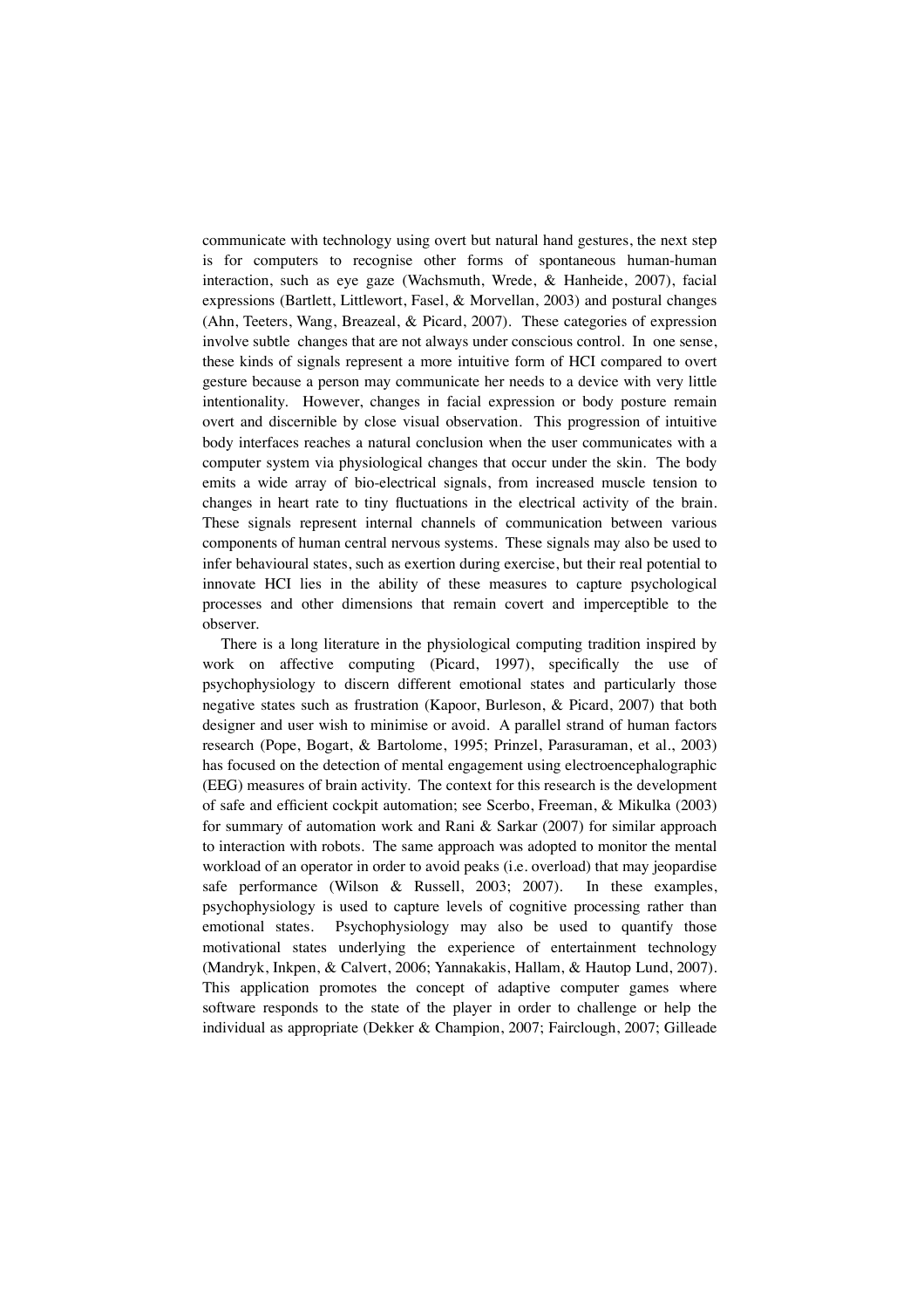communicate with technology using overt but natural hand gestures, the next step is for computers to recognise other forms of spontaneous human-human interaction, such as eye gaze (Wachsmuth, Wrede, & Hanheide, 2007), facial expressions (Bartlett, Littlewort, Fasel, & Morvellan, 2003) and postural changes (Ahn, Teeters, Wang, Breazeal, & Picard, 2007). These categories of expression involve subtle changes that are not always under conscious control. In one sense, these kinds of signals represent a more intuitive form of HCI compared to overt gesture because a person may communicate her needs to a device with very little intentionality. However, changes in facial expression or body posture remain overt and discernible by close visual observation. This progression of intuitive body interfaces reaches a natural conclusion when the user communicates with a computer system via physiological changes that occur under the skin. The body emits a wide array of bio-electrical signals, from increased muscle tension to changes in heart rate to tiny fluctuations in the electrical activity of the brain. These signals represent internal channels of communication between various components of human central nervous systems. These signals may also be used to infer behavioural states, such as exertion during exercise, but their real potential to innovate HCI lies in the ability of these measures to capture psychological processes and other dimensions that remain covert and imperceptible to the observer.

There is a long literature in the physiological computing tradition inspired by work on affective computing (Picard, 1997), specifically the use of psychophysiology to discern different emotional states and particularly those negative states such as frustration (Kapoor, Burleson, & Picard, 2007) that both designer and user wish to minimise or avoid. A parallel strand of human factors research (Pope, Bogart, & Bartolome, 1995; Prinzel, Parasuraman, et al., 2003) has focused on the detection of mental engagement using electroencephalographic (EEG) measures of brain activity. The context for this research is the development of safe and efficient cockpit automation; see Scerbo, Freeman, & Mikulka (2003) for summary of automation work and Rani & Sarkar (2007) for similar approach to interaction with robots. The same approach was adopted to monitor the mental workload of an operator in order to avoid peaks (i.e. overload) that may jeopardise safe performance (Wilson & Russell, 2003; 2007). In these examples, psychophysiology is used to capture levels of cognitive processing rather than emotional states. Psychophysiology may also be used to quantify those motivational states underlying the experience of entertainment technology (Mandryk, Inkpen, & Calvert, 2006; Yannakakis, Hallam, & Hautop Lund, 2007). This application promotes the concept of adaptive computer games where software responds to the state of the player in order to challenge or help the individual as appropriate (Dekker & Champion, 2007; Fairclough, 2007; Gilleade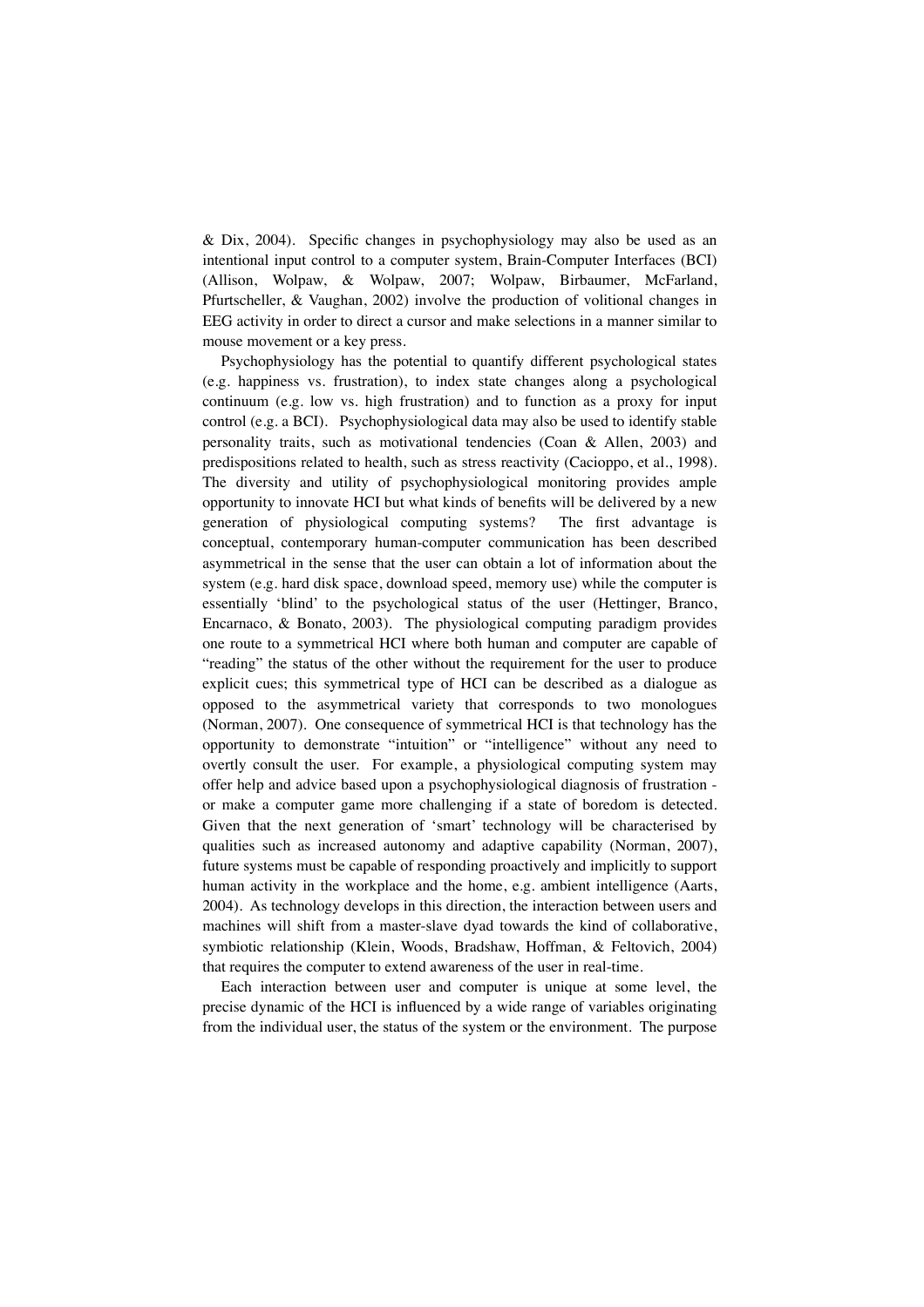& Dix, 2004). Specific changes in psychophysiology may also be used as an intentional input control to a computer system, Brain-Computer Interfaces (BCI) (Allison, Wolpaw, & Wolpaw, 2007; Wolpaw, Birbaumer, McFarland, Pfurtscheller, & Vaughan, 2002) involve the production of volitional changes in EEG activity in order to direct a cursor and make selections in a manner similar to mouse movement or a key press.

Psychophysiology has the potential to quantify different psychological states (e.g. happiness vs. frustration), to index state changes along a psychological continuum (e.g. low vs. high frustration) and to function as a proxy for input control (e.g. a BCI). Psychophysiological data may also be used to identify stable personality traits, such as motivational tendencies (Coan & Allen, 2003) and predispositions related to health, such as stress reactivity (Cacioppo, et al., 1998). The diversity and utility of psychophysiological monitoring provides ample opportunity to innovate HCI but what kinds of benefits will be delivered by a new generation of physiological computing systems? The first advantage is conceptual, contemporary human-computer communication has been described asymmetrical in the sense that the user can obtain a lot of information about the system (e.g. hard disk space, download speed, memory use) while the computer is essentially 'blind' to the psychological status of the user (Hettinger, Branco, Encarnaco, & Bonato, 2003). The physiological computing paradigm provides one route to a symmetrical HCI where both human and computer are capable of "reading" the status of the other without the requirement for the user to produce explicit cues; this symmetrical type of HCI can be described as a dialogue as opposed to the asymmetrical variety that corresponds to two monologues (Norman, 2007). One consequence of symmetrical HCI is that technology has the opportunity to demonstrate "intuition" or "intelligence" without any need to overtly consult the user. For example, a physiological computing system may offer help and advice based upon a psychophysiological diagnosis of frustration - or make a computer game more challenging if a state of boredom is detected. Given that the next generation of 'smart' technology will be characterised by qualities such as increased autonomy and adaptive capability (Norman, 2007), future systems must be capable of responding proactively and implicitly to support human activity in the workplace and the home, e.g. ambient intelligence (Aarts, 2004). As technology develops in this direction, the interaction between users and machines will shift from a master-slave dyad towards the kind of collaborative, symbiotic relationship (Klein, Woods, Bradshaw, Hoffman, & Feltovich, 2004) that requires the computer to extend awareness of the user in real-time.

Each interaction between user and computer is unique at some level, the precise dynamic of the HCI is influenced by a wide range of variables originating from the individual user, the status of the system or the environment. The purpose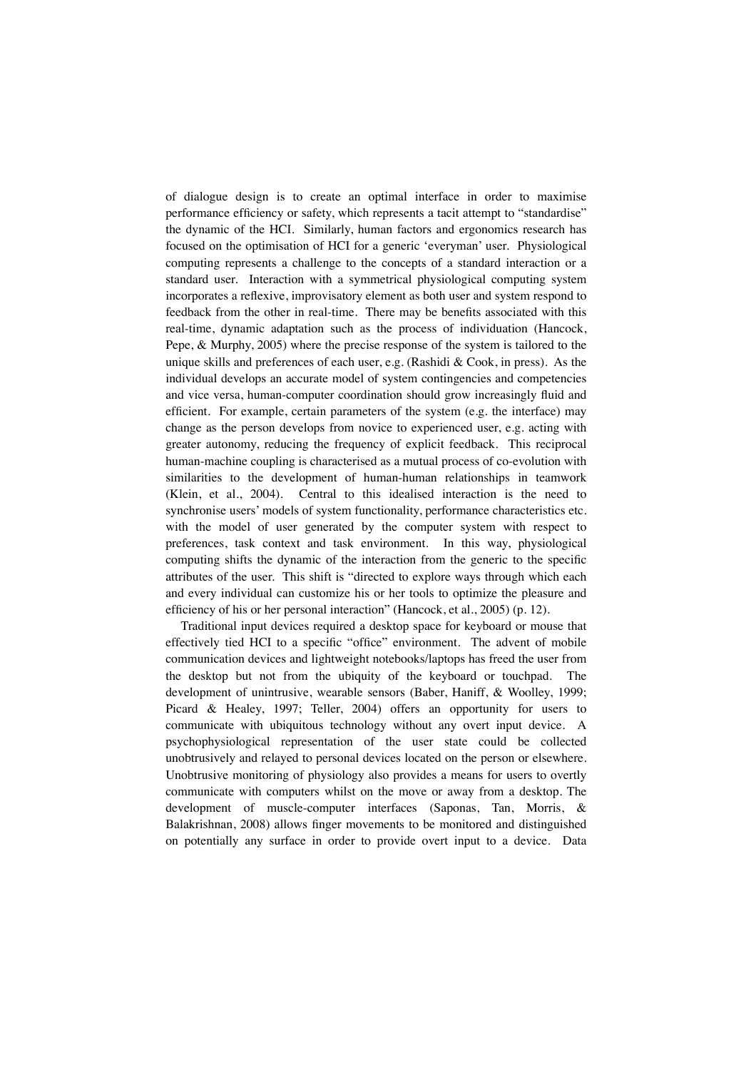of dialogue design is to create an optimal interface in order to maximise performance efficiency or safety, which represents a tacit attempt to "standardise" the dynamic of the HCI. Similarly, human factors and ergonomics research has focused on the optimisation of HCI for a generic 'everyman' user. Physiological computing represents a challenge to the concepts of a standard interaction or a standard user. Interaction with a symmetrical physiological computing system incorporates a reflexive, improvisatory element as both user and system respond to feedback from the other in real-time. There may be benefits associated with this real-time, dynamic adaptation such as the process of individuation (Hancock, Pepe, & Murphy, 2005) where the precise response of the system is tailored to the unique skills and preferences of each user, e.g. (Rashidi & Cook, in press). As the individual develops an accurate model of system contingencies and competencies and vice versa, human-computer coordination should grow increasingly fluid and efficient. For example, certain parameters of the system (e.g. the interface) may change as the person develops from novice to experienced user, e.g. acting with greater autonomy, reducing the frequency of explicit feedback. This reciprocal human-machine coupling is characterised as a mutual process of co-evolution with similarities to the development of human-human relationships in teamwork (Klein, et al., 2004). Central to this idealised interaction is the need to synchronise users' models of system functionality, performance characteristics etc. with the model of user generated by the computer system with respect to preferences, task context and task environment. In this way, physiological computing shifts the dynamic of the interaction from the generic to the specific attributes of the user. This shift is "directed to explore ways through which each and every individual can customize his or her tools to optimize the pleasure and efficiency of his or her personal interaction" (Hancock, et al., 2005) (p. 12).

Traditional input devices required a desktop space for keyboard or mouse that effectively tied HCI to a specific "office" environment. The advent of mobile communication devices and lightweight notebooks/laptops has freed the user from the desktop but not from the ubiquity of the keyboard or touchpad. The development of unintrusive, wearable sensors (Baber, Haniff, & Woolley, 1999; Picard & Healey, 1997; Teller, 2004) offers an opportunity for users to communicate with ubiquitous technology without any overt input device. A psychophysiological representation of the user state could be collected unobtrusively and relayed to personal devices located on the person or elsewhere. Unobtrusive monitoring of physiology also provides a means for users to overtly communicate with computers whilst on the move or away from a desktop. The development of muscle-computer interfaces (Saponas, Tan, Morris, & Balakrishnan, 2008) allows finger movements to be monitored and distinguished on potentially any surface in order to provide overt input to a device. Data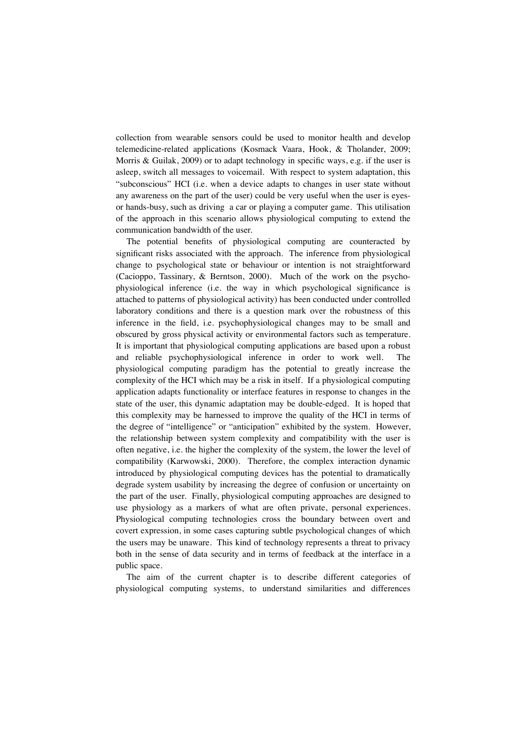collection from wearable sensors could be used to monitor health and develop telemedicine-related applications (Kosmack Vaara, Hook, & Tholander, 2009; Morris & Guilak, 2009) or to adapt technology in specific ways, e.g. if the user is asleep, switch all messages to voicemail. With respect to system adaptation, this "subconscious" HCI (i.e. when a device adapts to changes in user state without any awareness on the part of the user) could be very useful when the user is eyes- or hands-busy, such as driving a car or playing a computer game. This utilisation of the approach in this scenario allows physiological computing to extend the communication bandwidth of the user.

The potential benefits of physiological computing are counteracted by significant risks associated with the approach. The inference from physiological change to psychological state or behaviour or intention is not straightforward (Cacioppo, Tassinary, & Berntson, 2000). Much of the work on the psychophysiological inference (i.e. the way in which psychological significance is attached to patterns of physiological activity) has been conducted under controlled laboratory conditions and there is a question mark over the robustness of this inference in the field, i.e. psychophysiological changes may to be small and obscured by gross physical activity or environmental factors such as temperature. It is important that physiological computing applications are based upon a robust and reliable psychophysiological inference in order to work well. The physiological computing paradigm has the potential to greatly increase the complexity of the HCI which may be a risk in itself. If a physiological computing application adapts functionality or interface features in response to changes in the state of the user, this dynamic adaptation may be double-edged. It is hoped that this complexity may be harnessed to improve the quality of the HCI in terms of the degree of "intelligence" or "anticipation" exhibited by the system. However, the relationship between system complexity and compatibility with the user is often negative, i.e. the higher the complexity of the system, the lower the level of compatibility (Karwowski, 2000). Therefore, the complex interaction dynamic introduced by physiological computing devices has the potential to dramatically degrade system usability by increasing the degree of confusion or uncertainty on the part of the user. Finally, physiological computing approaches are designed to use physiology as a markers of what are often private, personal experiences. Physiological computing technologies cross the boundary between overt and covert expression, in some cases capturing subtle psychological changes of which the users may be unaware. This kind of technology represents a threat to privacy both in the sense of data security and in terms of feedback at the interface in a public space.

The aim of the current chapter is to describe different categories of physiological computing systems, to understand similarities and differences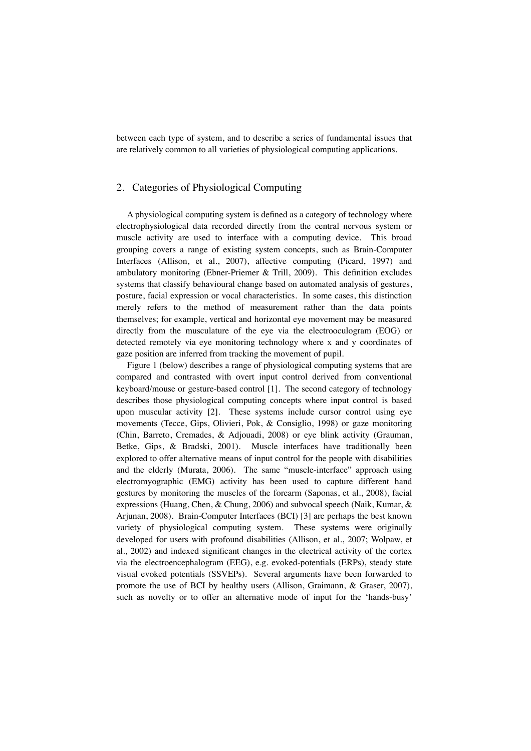between each type of system, and to describe a series of fundamental issues that are relatively common to all varieties of physiological computing applications.

## 2. Categories of Physiological Computing

A physiological computing system is defined as a category of technology where electrophysiological data recorded directly from the central nervous system or muscle activity are used to interface with a computing device. This broad grouping covers a range of existing system concepts, such as Brain-Computer Interfaces (Allison, et al., 2007), affective computing (Picard, 1997) and ambulatory monitoring (Ebner-Priemer & Trill, 2009). This definition excludes systems that classify behavioural change based on automated analysis of gestures, posture, facial expression or vocal characteristics. In some cases, this distinction merely refers to the method of measurement rather than the data points themselves; for example, vertical and horizontal eye movement may be measured directly from the musculature of the eye via the electrooculogram (EOG) or detected remotely via eye monitoring technology where x and y coordinates of gaze position are inferred from tracking the movement of pupil.

Figure 1 (below) describes a range of physiological computing systems that are compared and contrasted with overt input control derived from conventional keyboard/mouse or gesture-based control [1]. The second category of technology describes those physiological computing concepts where input control is based upon muscular activity [2]. These systems include cursor control using eye movements (Tecce, Gips, Olivieri, Pok, & Consiglio, 1998) or gaze monitoring (Chin, Barreto, Cremades, & Adjouadi, 2008) or eye blink activity (Grauman, Betke, Gips, & Bradski, 2001). Muscle interfaces have traditionally been explored to offer alternative means of input control for the people with disabilities and the elderly (Murata, 2006). The same "muscle-interface" approach using electromyographic (EMG) activity has been used to capture different hand gestures by monitoring the muscles of the forearm (Saponas, et al., 2008), facial expressions (Huang, Chen, & Chung, 2006) and subvocal speech (Naik, Kumar, & Arjunan, 2008). Brain-Computer Interfaces (BCI) [3] are perhaps the best known variety of physiological computing system. These systems were originally developed for users with profound disabilities (Allison, et al., 2007; Wolpaw, et al., 2002) and indexed significant changes in the electrical activity of the cortex via the electroencephalogram (EEG), e.g. evoked-potentials (ERPs), steady state visual evoked potentials (SSVEPs). Several arguments have been forwarded to promote the use of BCI by healthy users (Allison, Graimann, & Graser, 2007), such as novelty or to offer an alternative mode of input for the 'hands-busy'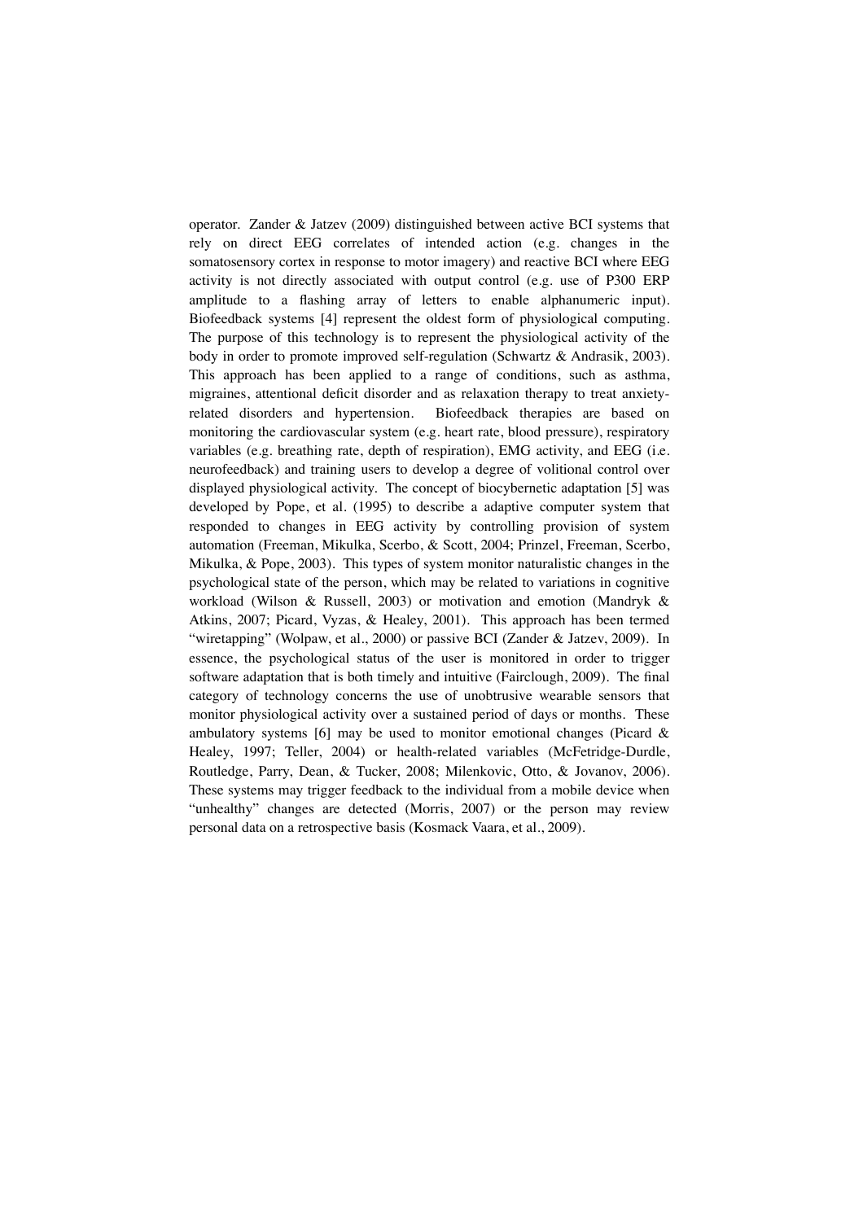operator. Zander & Jatzev (2009) distinguished between active BCI systems that rely on direct EEG correlates of intended action (e.g. changes in the somatosensory cortex in response to motor imagery) and reactive BCI where EEG activity is not directly associated with output control (e.g. use of P300 ERP amplitude to a flashing array of letters to enable alphanumeric input). Biofeedback systems [4] represent the oldest form of physiological computing. The purpose of this technology is to represent the physiological activity of the body in order to promote improved self-regulation (Schwartz & Andrasik, 2003). This approach has been applied to a range of conditions, such as asthma, migraines, attentional deficit disorder and as relaxation therapy to treat anxiety-related disorders and hypertension. Biofeedback therapies are based on monitoring the cardiovascular system (e.g. heart rate, blood pressure), respiratory variables (e.g. breathing rate, depth of respiration), EMG activity, and EEG (i.e. neurofeedback) and training users to develop a degree of volitional control over displayed physiological activity. The concept of biocybernetic adaptation [5] was developed by Pope, et al. (1995) to describe a adaptive computer system that responded to changes in EEG activity by controlling provision of system automation (Freeman, Mikulka, Scerbo, & Scott, 2004; Prinzel, Freeman, Scerbo, Mikulka, & Pope, 2003). This types of system monitor naturalistic changes in the psychological state of the person, which may be related to variations in cognitive workload (Wilson & Russell, 2003) or motivation and emotion (Mandryk & Atkins, 2007; Picard, Vyzas, & Healey, 2001). This approach has been termed "wiretapping" (Wolpaw, et al., 2000) or passive BCI (Zander & Jatzev, 2009). In essence, the psychological status of the user is monitored in order to trigger software adaptation that is both timely and intuitive (Fairclough, 2009). The final category of technology concerns the use of unobtrusive wearable sensors that monitor physiological activity over a sustained period of days or months. These ambulatory systems [6] may be used to monitor emotional changes (Picard & Healey, 1997; Teller, 2004) or health-related variables (McFetridge-Durdle, Routledge, Parry, Dean, & Tucker, 2008; Milenkovic, Otto, & Jovanov, 2006). These systems may trigger feedback to the individual from a mobile device when "unhealthy" changes are detected (Morris, 2007) or the person may review personal data on a retrospective basis (Kosmack Vaara, et al., 2009).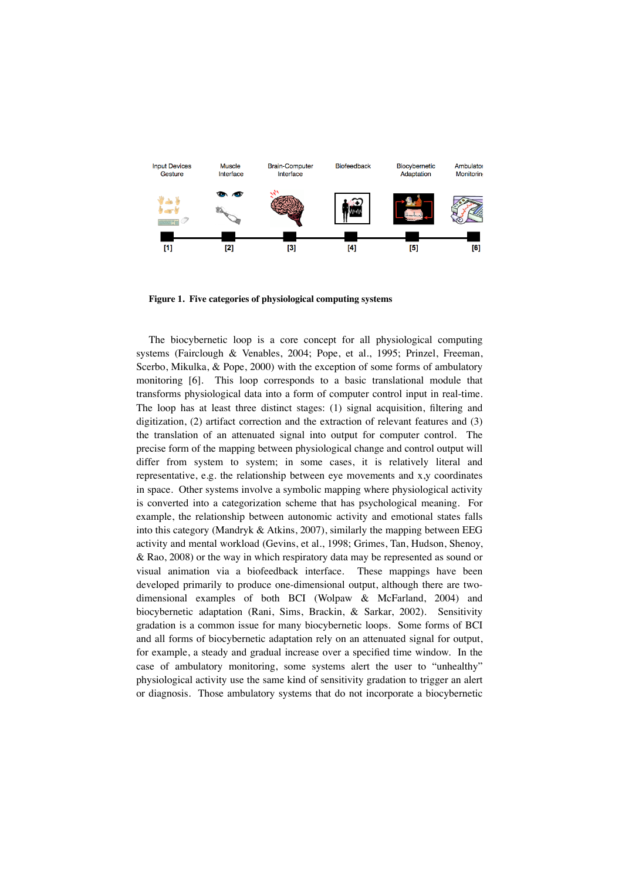Input Devices Gesture | Muscle Interface | Brain-Computer Interface | Biofeedback | Biocybernetic Adaptation | Ambulatory Monitoring

[1] [2] [3] [4] [5] [6]

**Figure 1. Five categories of physiological computing systems**

The biocybernetic loop is a core concept for all physiological computing systems (Fairclough & Venables, 2004; Pope, et al., 1995; Prinzel, Freeman, Scerbo, Mikulka, & Pope, 2000) with the exception of some forms of ambulatory monitoring [6]. This loop corresponds to a basic translational module that transforms physiological data into a form of computer control input in real-time. The loop has at least three distinct stages: (1) signal acquisition, filtering and digitization, (2) artifact correction and the extraction of relevant features and (3) the translation of an attenuated signal into output for computer control. The precise form of the mapping between physiological change and control output will differ from system to system; in some cases, it is relatively literal and representative, e.g. the relationship between eye movements and x,y coordinates in space. Other systems involve a symbolic mapping where physiological activity is converted into a categorization scheme that has psychological meaning. For example, the relationship between autonomic activity and emotional states falls into this category (Mandryk & Atkins, 2007), similarly the mapping between EEG activity and mental workload (Gevins, et al., 1998; Grimes, Tan, Hudson, Shenoy, & Rao, 2008) or the way in which respiratory data may be represented as sound or visual animation via a biofeedback interface. These mappings have been developed primarily to produce one-dimensional output, although there are two-dimensional examples of both BCI (Wolpaw & McFarland, 2004) and biocybernetic adaptation (Rani, Sims, Brackin, & Sarkar, 2002). Sensitivity gradation is a common issue for many biocybernetic loops. Some forms of BCI and all forms of biocybernetic adaptation rely on an attenuated signal for output, for example, a steady and gradual increase over a specified time window. In the case of ambulatory monitoring, some systems alert the user to "unhealthy" physiological activity use the same kind of sensitivity gradation to trigger an alert or diagnosis. Those ambulatory systems that do not incorporate a biocybernetic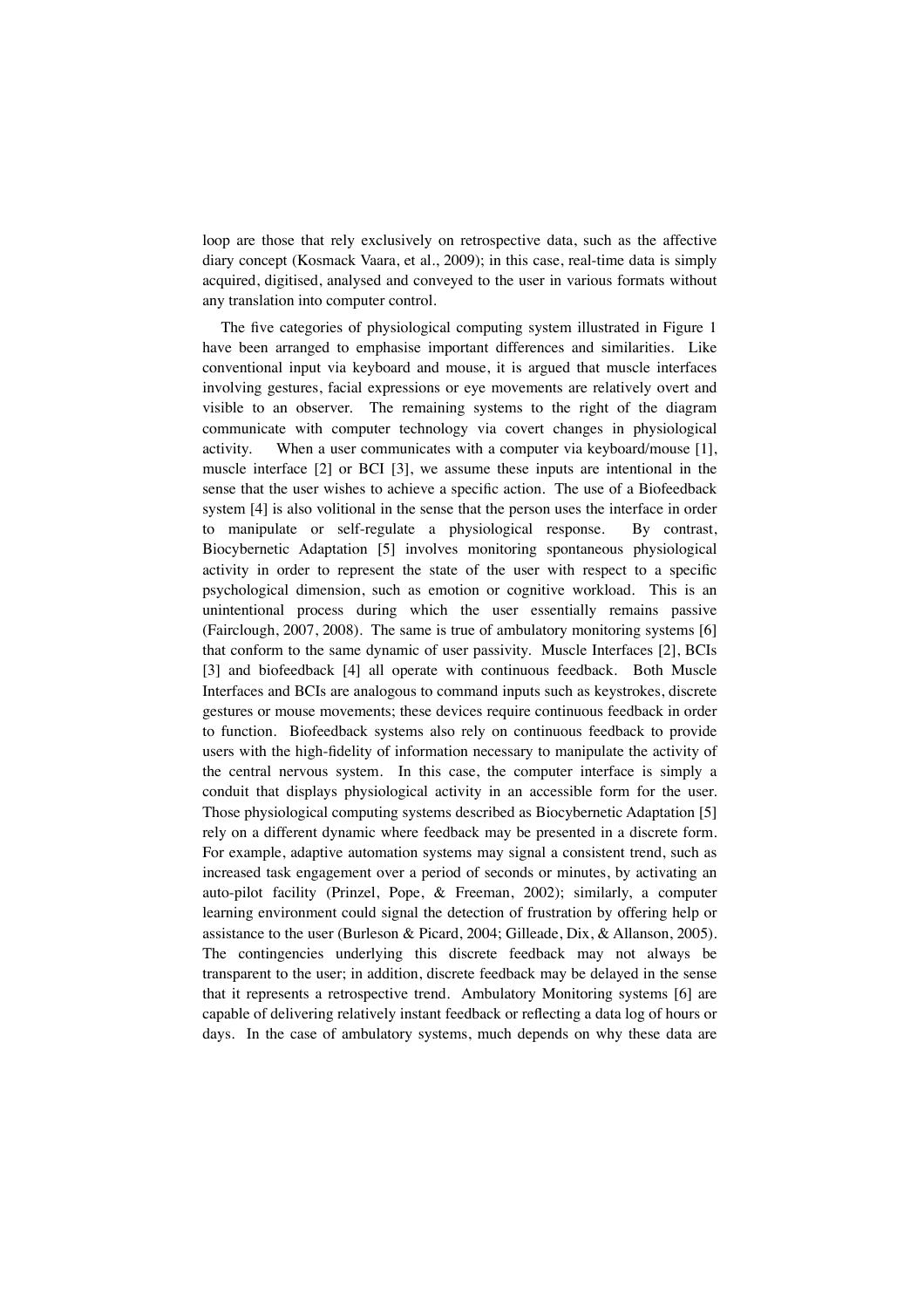loop are those that rely exclusively on retrospective data, such as the affective diary concept (Kosmack Vaara, et al., 2009); in this case, real-time data is simply acquired, digitised, analysed and conveyed to the user in various formats without any translation into computer control.

The five categories of physiological computing system illustrated in Figure 1 have been arranged to emphasise important differences and similarities. Like conventional input via keyboard and mouse, it is argued that muscle interfaces involving gestures, facial expressions or eye movements are relatively overt and visible to an observer. The remaining systems to the right of the diagram communicate with computer technology via covert changes in physiological activity. When a user communicates with a computer via keyboard/mouse [1], muscle interface [2] or BCI [3], we assume these inputs are intentional in the sense that the user wishes to achieve a specific action. The use of a Biofeedback system [4] is also volitional in the sense that the person uses the interface in order to manipulate or self-regulate a physiological response. By contrast, Biocybernetic Adaptation [5] involves monitoring spontaneous physiological activity in order to represent the state of the user with respect to a specific psychological dimension, such as emotion or cognitive workload. This is an unintentional process during which the user essentially remains passive (Fairclough, 2007, 2008). The same is true of ambulatory monitoring systems [6] that conform to the same dynamic of user passivity. Muscle Interfaces [2], BCIs [3] and biofeedback [4] all operate with continuous feedback. Both Muscle Interfaces and BCIs are analogous to command inputs such as keystrokes, discrete gestures or mouse movements; these devices require continuous feedback in order to function. Biofeedback systems also rely on continuous feedback to provide users with the high-fidelity of information necessary to manipulate the activity of the central nervous system. In this case, the computer interface is simply a conduit that displays physiological activity in an accessible form for the user. Those physiological computing systems described as Biocybernetic Adaptation [5] rely on a different dynamic where feedback may be presented in a discrete form. For example, adaptive automation systems may signal a consistent trend, such as increased task engagement over a period of seconds or minutes, by activating an auto-pilot facility (Prinzel, Pope, & Freeman, 2002); similarly, a computer learning environment could signal the detection of frustration by offering help or assistance to the user (Burleson & Picard, 2004; Gilleade, Dix, & Allanson, 2005). The contingencies underlying this discrete feedback may not always be transparent to the user; in addition, discrete feedback may be delayed in the sense that it represents a retrospective trend. Ambulatory Monitoring systems [6] are capable of delivering relatively instant feedback or reflecting a data log of hours or days. In the case of ambulatory systems, much depends on why these data are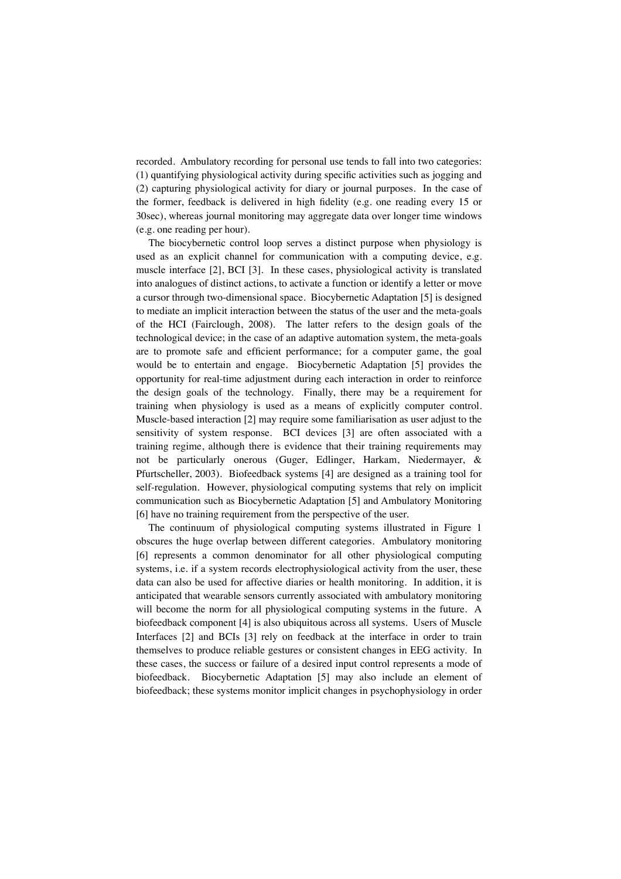recorded. Ambulatory recording for personal use tends to fall into two categories: (1) quantifying physiological activity during specific activities such as jogging and (2) capturing physiological activity for diary or journal purposes. In the case of the former, feedback is delivered in high fidelity (e.g. one reading every 15 or 30sec), whereas journal monitoring may aggregate data over longer time windows (e.g. one reading per hour).

The biocybernetic control loop serves a distinct purpose when physiology is used as an explicit channel for communication with a computing device, e.g. muscle interface [2], BCI [3]. In these cases, physiological activity is translated into analogues of distinct actions, to activate a function or identify a letter or move a cursor through two-dimensional space. Biocybernetic Adaptation [5] is designed to mediate an implicit interaction between the status of the user and the meta-goals of the HCI (Fairclough, 2008). The latter refers to the design goals of the technological device; in the case of an adaptive automation system, the meta-goals are to promote safe and efficient performance; for a computer game, the goal would be to entertain and engage. Biocybernetic Adaptation [5] provides the opportunity for real-time adjustment during each interaction in order to reinforce the design goals of the technology. Finally, there may be a requirement for training when physiology is used as a means of explicitly computer control. Muscle-based interaction [2] may require some familiarisation as user adjust to the sensitivity of system response. BCI devices [3] are often associated with a training regime, although there is evidence that their training requirements may not be particularly onerous (Guger, Edlinger, Harkam, Niedermayer, & Pfurtscheller, 2003). Biofeedback systems [4] are designed as a training tool for self-regulation. However, physiological computing systems that rely on implicit communication such as Biocybernetic Adaptation [5] and Ambulatory Monitoring [6] have no training requirement from the perspective of the user.

The continuum of physiological computing systems illustrated in Figure 1 obscures the huge overlap between different categories. Ambulatory monitoring [6] represents a common denominator for all other physiological computing systems, i.e. if a system records electrophysiological activity from the user, these data can also be used for affective diaries or health monitoring. In addition, it is anticipated that wearable sensors currently associated with ambulatory monitoring will become the norm for all physiological computing systems in the future. A biofeedback component [4] is also ubiquitous across all systems. Users of Muscle Interfaces [2] and BCIs [3] rely on feedback at the interface in order to train themselves to produce reliable gestures or consistent changes in EEG activity. In these cases, the success or failure of a desired input control represents a mode of biofeedback. Biocybernetic Adaptation [5] may also include an element of biofeedback; these systems monitor implicit changes in psychophysiology in order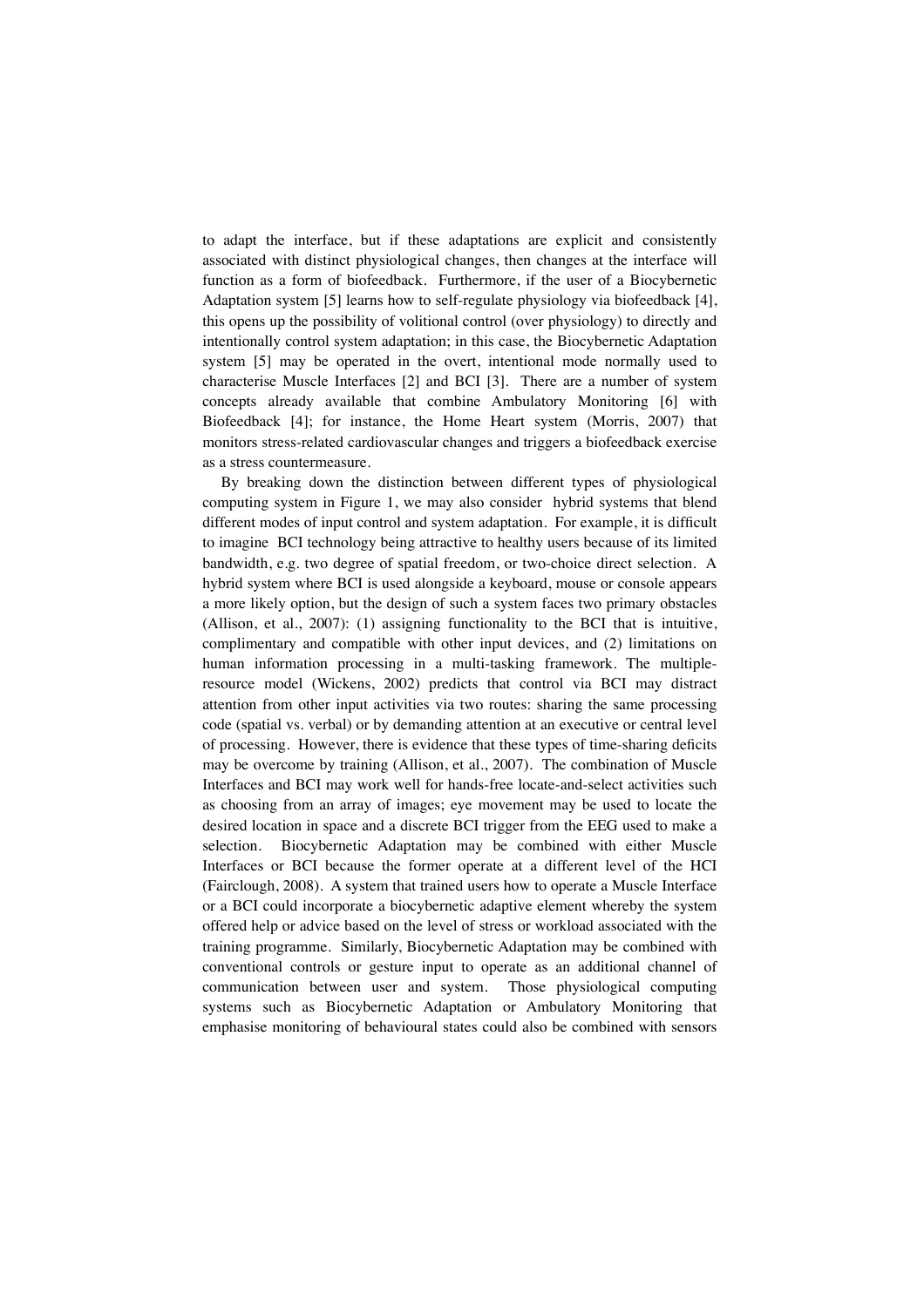to adapt the interface, but if these adaptations are explicit and consistently associated with distinct physiological changes, then changes at the interface will function as a form of biofeedback. Furthermore, if the user of a Biocybernetic Adaptation system [5] learns how to self-regulate physiology via biofeedback [4], this opens up the possibility of volitional control (over physiology) to directly and intentionally control system adaptation; in this case, the Biocybernetic Adaptation system [5] may be operated in the overt, intentional mode normally used to characterise Muscle Interfaces [2] and BCI [3]. There are a number of system concepts already available that combine Ambulatory Monitoring [6] with Biofeedback [4]; for instance, the Home Heart system (Morris, 2007) that monitors stress-related cardiovascular changes and triggers a biofeedback exercise as a stress countermeasure.

By breaking down the distinction between different types of physiological computing system in Figure 1, we may also consider hybrid systems that blend different modes of input control and system adaptation. For example, it is difficult to imagine BCI technology being attractive to healthy users because of its limited bandwidth, e.g. two degree of spatial freedom, or two-choice direct selection. A hybrid system where BCI is used alongside a keyboard, mouse or console appears a more likely option, but the design of such a system faces two primary obstacles (Allison, et al., 2007): (1) assigning functionality to the BCI that is intuitive, complimentary and compatible with other input devices, and (2) limitations on human information processing in a multi-tasking framework. The multiple-resource model (Wickens, 2002) predicts that control via BCI may distract attention from other input activities via two routes: sharing the same processing code (spatial vs. verbal) or by demanding attention at an executive or central level of processing. However, there is evidence that these types of time-sharing deficits may be overcome by training (Allison, et al., 2007). The combination of Muscle Interfaces and BCI may work well for hands-free locate-and-select activities such as choosing from an array of images; eye movement may be used to locate the desired location in space and a discrete BCI trigger from the EEG used to make a selection. Biocybernetic Adaptation may be combined with either Muscle Interfaces or BCI because the former operate at a different level of the HCI (Fairclough, 2008). A system that trained users how to operate a Muscle Interface or a BCI could incorporate a biocybernetic adaptive element whereby the system offered help or advice based on the level of stress or workload associated with the training programme. Similarly, Biocybernetic Adaptation may be combined with conventional controls or gesture input to operate as an additional channel of communication between user and system. Those physiological computing systems such as Biocybernetic Adaptation or Ambulatory Monitoring that emphasise monitoring of behavioural states could also be combined with sensors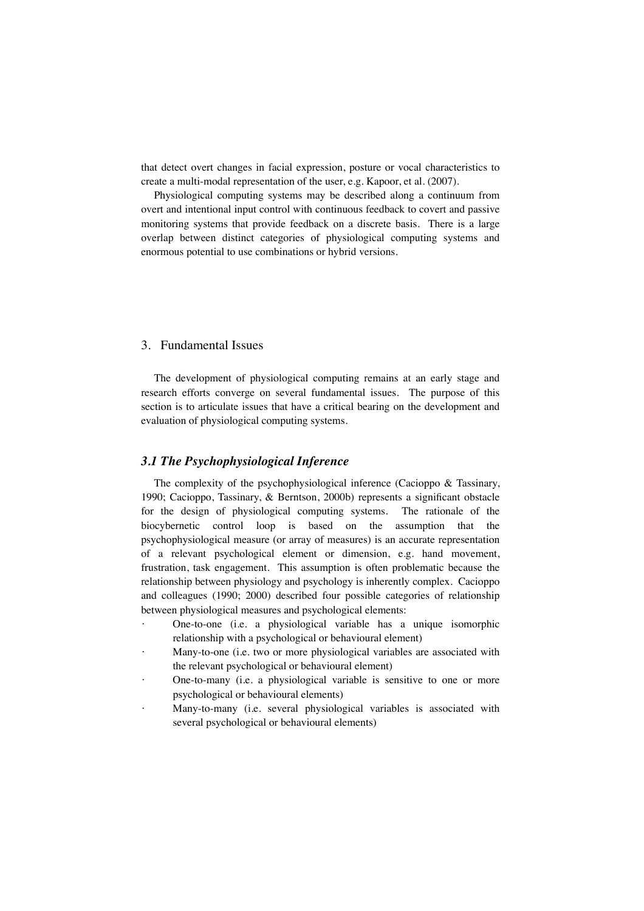that detect overt changes in facial expression, posture or vocal characteristics to create a multi-modal representation of the user, e.g. Kapoor, et al. (2007).

Physiological computing systems may be described along a continuum from overt and intentional input control with continuous feedback to covert and passive monitoring systems that provide feedback on a discrete basis. There is a large overlap between distinct categories of physiological computing systems and enormous potential to use combinations or hybrid versions.

## 3. Fundamental Issues

The development of physiological computing remains at an early stage and research efforts converge on several fundamental issues. The purpose of this section is to articulate issues that have a critical bearing on the development and evaluation of physiological computing systems.

### *3.1 The Psychophysiological Inference*

The complexity of the psychophysiological inference (Cacioppo & Tassinary, 1990; Cacioppo, Tassinary, & Berntson, 2000b) represents a significant obstacle for the design of physiological computing systems. The rationale of the biocybernetic control loop is based on the assumption that the psychophysiological measure (or array of measures) is an accurate representation of a relevant psychological element or dimension, e.g. hand movement, frustration, task engagement. This assumption is often problematic because the relationship between physiology and psychology is inherently complex. Cacioppo and colleagues (1990; 2000) described four possible categories of relationship between physiological measures and psychological elements:

- One-to-one (i.e. a physiological variable has a unique isomorphic relationship with a psychological or behavioural element)
- Many-to-one (i.e. two or more physiological variables are associated with the relevant psychological or behavioural element)
- One-to-many (i.e. a physiological variable is sensitive to one or more psychological or behavioural elements)
- Many-to-many (i.e. several physiological variables is associated with several psychological or behavioural elements)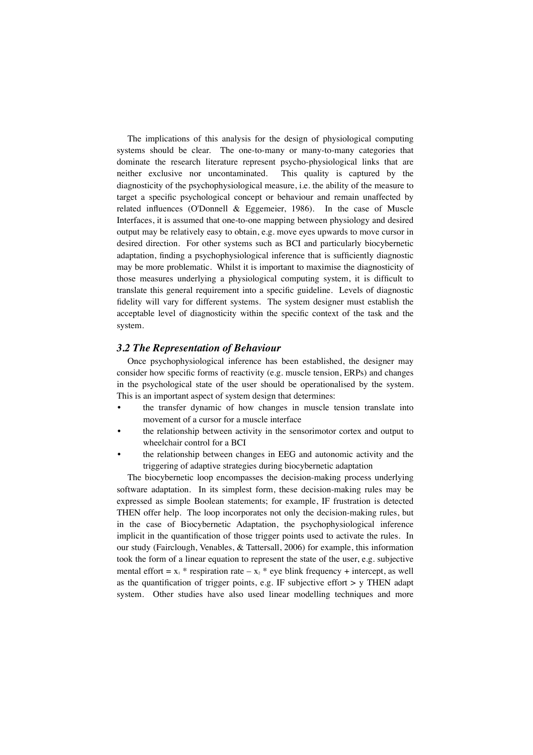The implications of this analysis for the design of physiological computing systems should be clear. The one-to-many or many-to-many categories that dominate the research literature represent psycho-physiological links that are neither exclusive nor uncontaminated. This quality is captured by the diagnosticity of the psychophysiological measure, i.e. the ability of the measure to target a specific psychological concept or behaviour and remain unaffected by related influences (O'Donnell & Eggemeier, 1986). In the case of Muscle Interfaces, it is assumed that one-to-one mapping between physiology and desired output may be relatively easy to obtain, e.g. move eyes upwards to move cursor in desired direction. For other systems such as BCI and particularly biocybernetic adaptation, finding a psychophysiological inference that is sufficiently diagnostic may be more problematic. Whilst it is important to maximise the diagnosticity of those measures underlying a physiological computing system, it is difficult to translate this general requirement into a specific guideline. Levels of diagnostic fidelity will vary for different systems. The system designer must establish the acceptable level of diagnosticity within the specific context of the task and the system.

### *3.2 The Representation of Behaviour*

Once psychophysiological inference has been established, the designer may consider how specific forms of reactivity (e.g. muscle tension, ERPs) and changes in the psychological state of the user should be operationalised by the system. This is an important aspect of system design that determines:

- the transfer dynamic of how changes in muscle tension translate into movement of a cursor for a muscle interface
- the relationship between activity in the sensorimotor cortex and output to wheelchair control for a BCI
- the relationship between changes in EEG and autonomic activity and the triggering of adaptive strategies during biocybernetic adaptation

The biocybernetic loop encompasses the decision-making process underlying software adaptation. In its simplest form, these decision-making rules may be expressed as simple Boolean statements; for example, IF frustration is detected THEN offer help. The loop incorporates not only the decision-making rules, but in the case of Biocybernetic Adaptation, the psychophysiological inference implicit in the quantification of those trigger points used to activate the rules. In our study (Fairclough, Venables, & Tattersall, 2006) for example, this information took the form of a linear equation to represent the state of the user, e.g. subjective mental effort = $x_1$ * respiration rate – $x_2$ * eye blink frequency + intercept, as well as the quantification of trigger points, e.g. IF subjective effort > y THEN adapt system. Other studies have also used linear modelling techniques and more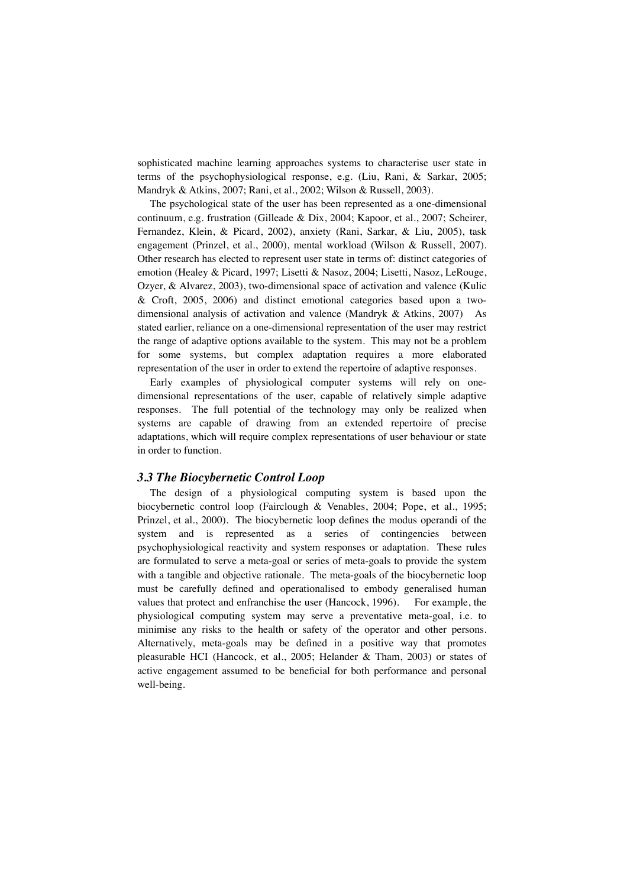sophisticated machine learning approaches systems to characterise user state in terms of the psychophysiological response, e.g. (Liu, Rani, & Sarkar, 2005; Mandryk & Atkins, 2007; Rani, et al., 2002; Wilson & Russell, 2003).

The psychological state of the user has been represented as a one-dimensional continuum, e.g. frustration (Gilleade & Dix, 2004; Kapoor, et al., 2007; Scheirer, Fernandez, Klein, & Picard, 2002), anxiety (Rani, Sarkar, & Liu, 2005), task engagement (Prinzel, et al., 2000), mental workload (Wilson & Russell, 2007). Other research has elected to represent user state in terms of: distinct categories of emotion (Healey & Picard, 1997; Lisetti & Nasoz, 2004; Lisetti, Nasoz, LeRouge, Ozyer, & Alvarez, 2003), two-dimensional space of activation and valence (Kulic & Croft, 2005, 2006) and distinct emotional categories based upon a two-dimensional analysis of activation and valence (Mandryk & Atkins, 2007) As stated earlier, reliance on a one-dimensional representation of the user may restrict the range of adaptive options available to the system. This may not be a problem for some systems, but complex adaptation requires a more elaborated representation of the user in order to extend the repertoire of adaptive responses.

Early examples of physiological computer systems will rely on one-dimensional representations of the user, capable of relatively simple adaptive responses. The full potential of the technology may only be realized when systems are capable of drawing from an extended repertoire of precise adaptations, which will require complex representations of user behaviour or state in order to function.

### *3.3 The Biocybernetic Control Loop*

The design of a physiological computing system is based upon the biocybernetic control loop (Fairclough & Venables, 2004; Pope, et al., 1995; Prinzel, et al., 2000). The biocybernetic loop defines the modus operandi of the system and is represented as a series of contingencies between psychophysiological reactivity and system responses or adaptation. These rules are formulated to serve a meta-goal or series of meta-goals to provide the system with a tangible and objective rationale. The meta-goals of the biocybernetic loop must be carefully defined and operationalised to embody generalised human values that protect and enfranchise the user (Hancock, 1996). For example, the physiological computing system may serve a preventative meta-goal, i.e. to minimise any risks to the health or safety of the operator and other persons. Alternatively, meta-goals may be defined in a positive way that promotes pleasurable HCI (Hancock, et al., 2005; Helander & Tham, 2003) or states of active engagement assumed to be beneficial for both performance and personal well-being.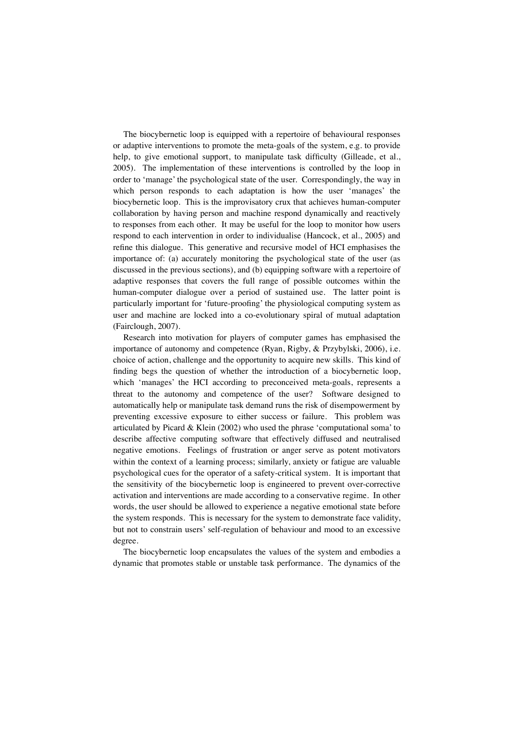The biocybernetic loop is equipped with a repertoire of behavioural responses or adaptive interventions to promote the meta-goals of the system, e.g. to provide help, to give emotional support, to manipulate task difficulty (Gilleade, et al., 2005). The implementation of these interventions is controlled by the loop in order to 'manage' the psychological state of the user. Correspondingly, the way in which person responds to each adaptation is how the user 'manages' the biocybernetic loop. This is the improvisatory crux that achieves human-computer collaboration by having person and machine respond dynamically and reactively to responses from each other. It may be useful for the loop to monitor how users respond to each intervention in order to individualise (Hancock, et al., 2005) and refine this dialogue. This generative and recursive model of HCI emphasises the importance of: (a) accurately monitoring the psychological state of the user (as discussed in the previous sections), and (b) equipping software with a repertoire of adaptive responses that covers the full range of possible outcomes within the human-computer dialogue over a period of sustained use. The latter point is particularly important for 'future-proofing' the physiological computing system as user and machine are locked into a co-evolutionary spiral of mutual adaptation (Fairclough, 2007).

Research into motivation for players of computer games has emphasised the importance of autonomy and competence (Ryan, Rigby, & Przybylski, 2006), i.e. choice of action, challenge and the opportunity to acquire new skills. This kind of finding begs the question of whether the introduction of a biocybernetic loop, which 'manages' the HCI according to preconceived meta-goals, represents a threat to the autonomy and competence of the user? Software designed to automatically help or manipulate task demand runs the risk of disempowerment by preventing excessive exposure to either success or failure. This problem was articulated by Picard & Klein (2002) who used the phrase 'computational soma' to describe affective computing software that effectively diffused and neutralised negative emotions. Feelings of frustration or anger serve as potent motivators within the context of a learning process; similarly, anxiety or fatigue are valuable psychological cues for the operator of a safety-critical system. It is important that the sensitivity of the biocybernetic loop is engineered to prevent over-corrective activation and interventions are made according to a conservative regime. In other words, the user should be allowed to experience a negative emotional state before the system responds. This is necessary for the system to demonstrate face validity, but not to constrain users' self-regulation of behaviour and mood to an excessive degree.

The biocybernetic loop encapsulates the values of the system and embodies a dynamic that promotes stable or unstable task performance. The dynamics of the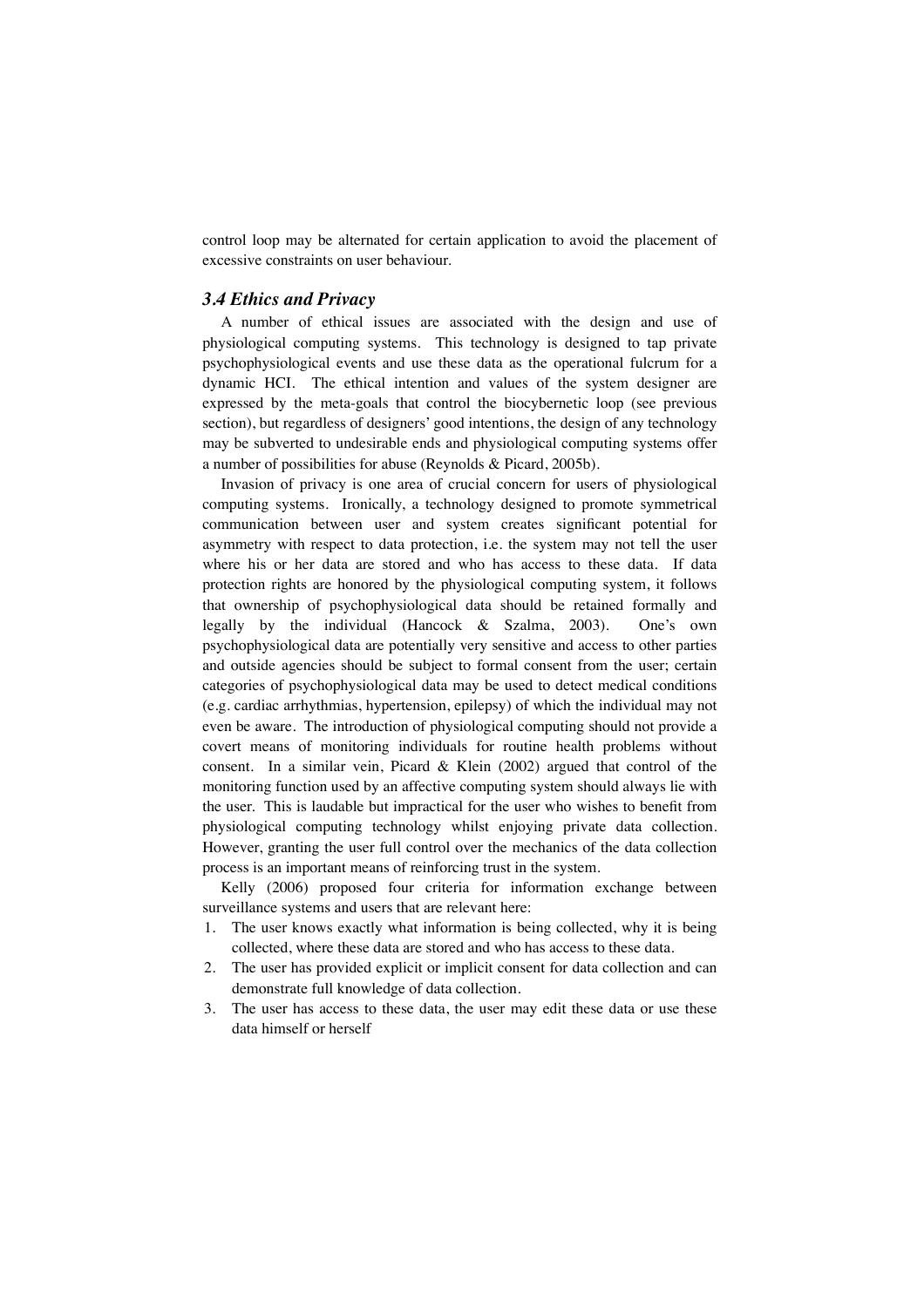control loop may be alternated for certain application to avoid the placement of excessive constraints on user behaviour.

### *3.4 Ethics and Privacy*

A number of ethical issues are associated with the design and use of physiological computing systems. This technology is designed to tap private psychophysiological events and use these data as the operational fulcrum for a dynamic HCI. The ethical intention and values of the system designer are expressed by the meta-goals that control the biocybernetic loop (see previous section), but regardless of designers' good intentions, the design of any technology may be subverted to undesirable ends and physiological computing systems offer a number of possibilities for abuse (Reynolds & Picard, 2005b).

Invasion of privacy is one area of crucial concern for users of physiological computing systems. Ironically, a technology designed to promote symmetrical communication between user and system creates significant potential for asymmetry with respect to data protection, i.e. the system may not tell the user where his or her data are stored and who has access to these data. If data protection rights are honored by the physiological computing system, it follows that ownership of psychophysiological data should be retained formally and legally by the individual (Hancock & Szalma, 2003). One's own psychophysiological data are potentially very sensitive and access to other parties and outside agencies should be subject to formal consent from the user; certain categories of psychophysiological data may be used to detect medical conditions (e.g. cardiac arrhythmias, hypertension, epilepsy) of which the individual may not even be aware. The introduction of physiological computing should not provide a covert means of monitoring individuals for routine health problems without consent. In a similar vein, Picard & Klein (2002) argued that control of the monitoring function used by an affective computing system should always lie with the user. This is laudable but impractical for the user who wishes to benefit from physiological computing technology whilst enjoying private data collection. However, granting the user full control over the mechanics of the data collection process is an important means of reinforcing trust in the system.

Kelly (2006) proposed four criteria for information exchange between surveillance systems and users that are relevant here:

1. The user knows exactly what information is being collected, why it is being collected, where these data are stored and who has access to these data.
2. The user has provided explicit or implicit consent for data collection and can demonstrate full knowledge of data collection.
3. The user has access to these data, the user may edit these data or use these data himself or herself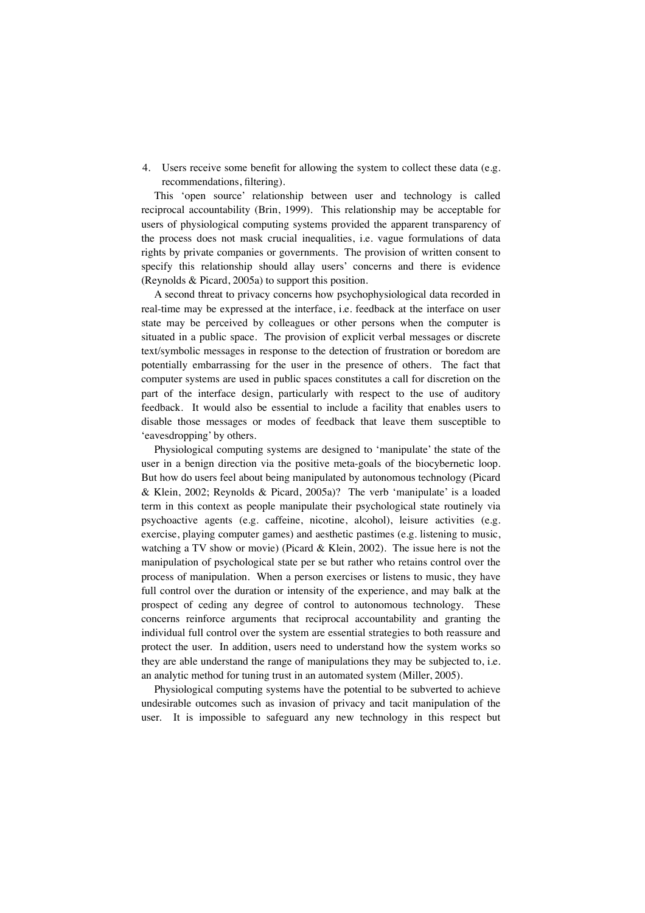4. Users receive some benefit for allowing the system to collect these data (e.g. recommendations, filtering).

This 'open source' relationship between user and technology is called reciprocal accountability (Brin, 1999). This relationship may be acceptable for users of physiological computing systems provided the apparent transparency of the process does not mask crucial inequalities, i.e. vague formulations of data rights by private companies or governments. The provision of written consent to specify this relationship should allay users' concerns and there is evidence (Reynolds & Picard, 2005a) to support this position.

A second threat to privacy concerns how psychophysiological data recorded in real-time may be expressed at the interface, i.e. feedback at the interface on user state may be perceived by colleagues or other persons when the computer is situated in a public space. The provision of explicit verbal messages or discrete text/symbolic messages in response to the detection of frustration or boredom are potentially embarrassing for the user in the presence of others. The fact that computer systems are used in public spaces constitutes a call for discretion on the part of the interface design, particularly with respect to the use of auditory feedback. It would also be essential to include a facility that enables users to disable those messages or modes of feedback that leave them susceptible to 'eavesdropping' by others.

Physiological computing systems are designed to 'manipulate' the state of the user in a benign direction via the positive meta-goals of the biocybernetic loop. But how do users feel about being manipulated by autonomous technology (Picard & Klein, 2002; Reynolds & Picard, 2005a)? The verb 'manipulate' is a loaded term in this context as people manipulate their psychological state routinely via psychoactive agents (e.g. caffeine, nicotine, alcohol), leisure activities (e.g. exercise, playing computer games) and aesthetic pastimes (e.g. listening to music, watching a TV show or movie) (Picard & Klein, 2002). The issue here is not the manipulation of psychological state per se but rather who retains control over the process of manipulation. When a person exercises or listens to music, they have full control over the duration or intensity of the experience, and may balk at the prospect of ceding any degree of control to autonomous technology. These concerns reinforce arguments that reciprocal accountability and granting the individual full control over the system are essential strategies to both reassure and protect the user. In addition, users need to understand how the system works so they are able understand the range of manipulations they may be subjected to, i.e. an analytic method for tuning trust in an automated system (Miller, 2005).

Physiological computing systems have the potential to be subverted to achieve undesirable outcomes such as invasion of privacy and tacit manipulation of the user. It is impossible to safeguard any new technology in this respect but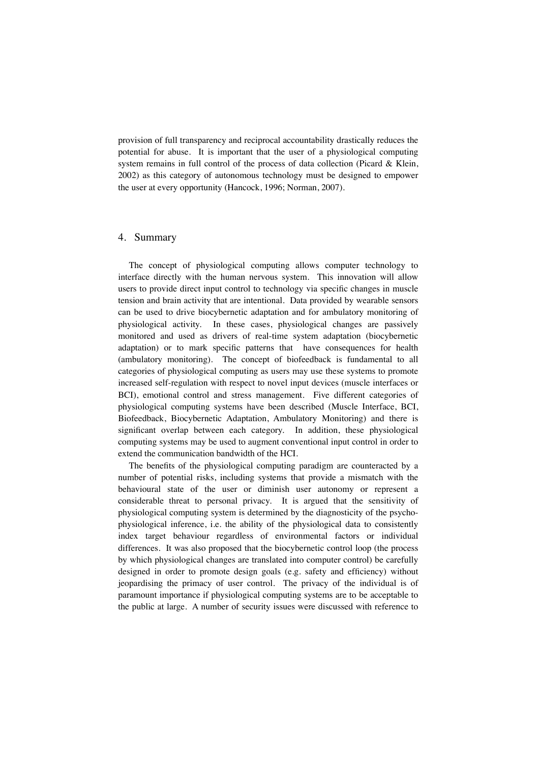provision of full transparency and reciprocal accountability drastically reduces the potential for abuse. It is important that the user of a physiological computing system remains in full control of the process of data collection (Picard & Klein, 2002) as this category of autonomous technology must be designed to empower the user at every opportunity (Hancock, 1996; Norman, 2007).

## 4. Summary

The concept of physiological computing allows computer technology to interface directly with the human nervous system. This innovation will allow users to provide direct input control to technology via specific changes in muscle tension and brain activity that are intentional. Data provided by wearable sensors can be used to drive biocybernetic adaptation and for ambulatory monitoring of physiological activity. In these cases, physiological changes are passively monitored and used as drivers of real-time system adaptation (biocybernetic adaptation) or to mark specific patterns that have consequences for health (ambulatory monitoring). The concept of biofeedback is fundamental to all categories of physiological computing as users may use these systems to promote increased self-regulation with respect to novel input devices (muscle interfaces or BCI), emotional control and stress management. Five different categories of physiological computing systems have been described (Muscle Interface, BCI, Biofeedback, Biocybernetic Adaptation, Ambulatory Monitoring) and there is significant overlap between each category. In addition, these physiological computing systems may be used to augment conventional input control in order to extend the communication bandwidth of the HCI.

The benefits of the physiological computing paradigm are counteracted by a number of potential risks, including systems that provide a mismatch with the behavioural state of the user or diminish user autonomy or represent a considerable threat to personal privacy. It is argued that the sensitivity of physiological computing system is determined by the diagnosticity of the psycho-physiological inference, i.e. the ability of the physiological data to consistently index target behaviour regardless of environmental factors or individual differences. It was also proposed that the biocybernetic control loop (the process by which physiological changes are translated into computer control) be carefully designed in order to promote design goals (e.g. safety and efficiency) without jeopardising the primacy of user control. The privacy of the individual is of paramount importance if physiological computing systems are to be acceptable to the public at large. A number of security issues were discussed with reference to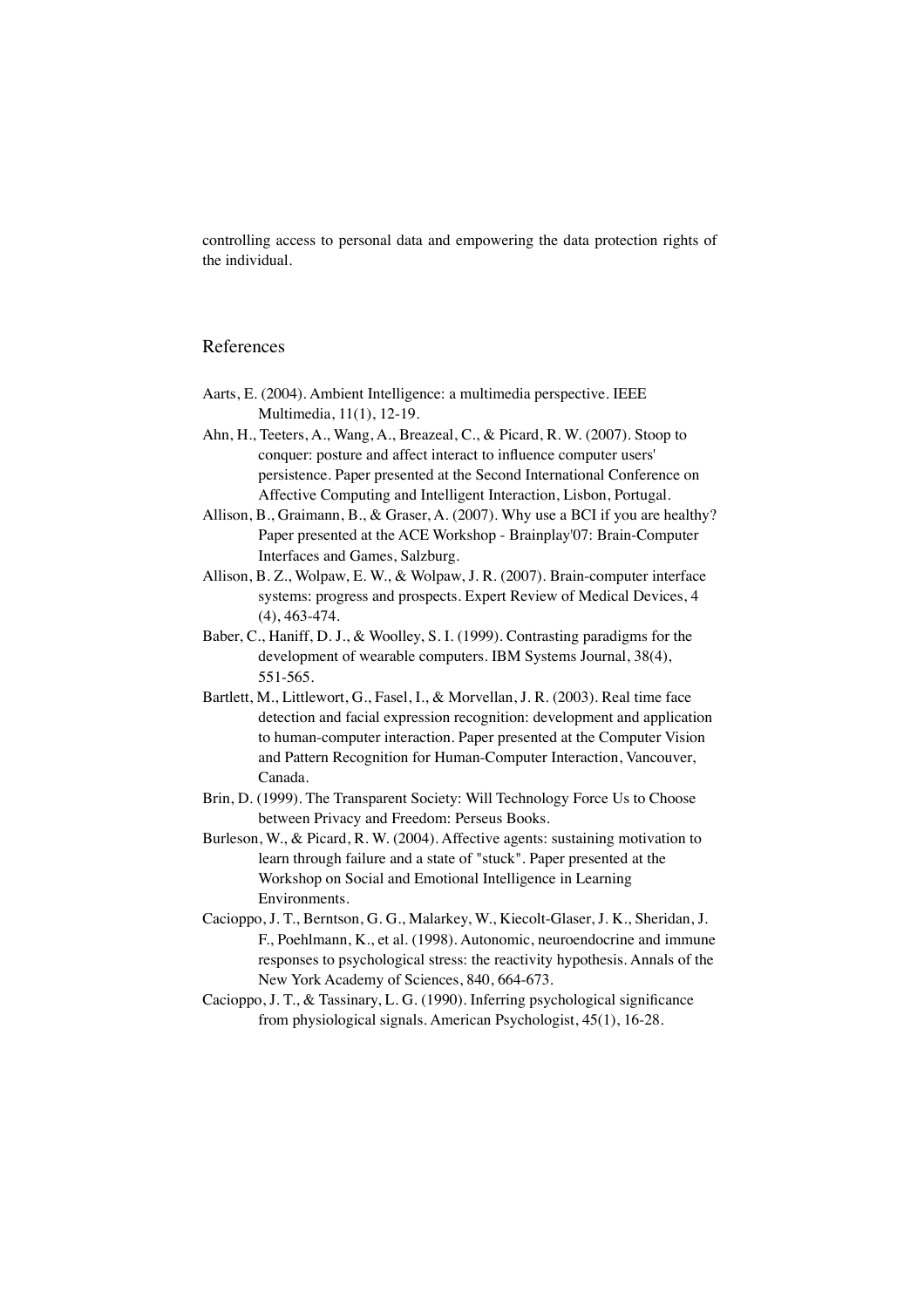controlling access to personal data and empowering the data protection rights of the individual.

## References

Aarts, E. (2004). Ambient Intelligence: a multimedia perspective. IEEE Multimedia, 11(1), 12-19.

Ahn, H., Teeters, A., Wang, A., Breazeal, C., & Picard, R. W. (2007). Stoop to conquer: posture and affect interact to influence computer users' persistence. Paper presented at the Second International Conference on Affective Computing and Intelligent Interaction, Lisbon, Portugal.

Allison, B., Graimann, B., & Graser, A. (2007). Why use a BCI if you are healthy? Paper presented at the ACE Workshop - Brainplay'07: Brain-Computer Interfaces and Games, Salzburg.

Allison, B. Z., Wolpaw, E. W., & Wolpaw, J. R. (2007). Brain-computer interface systems: progress and prospects. Expert Review of Medical Devices, 4 (4), 463-474.

Baber, C., Haniff, D. J., & Woolley, S. I. (1999). Contrasting paradigms for the development of wearable computers. IBM Systems Journal, 38(4), 551-565.

Bartlett, M., Littlewort, G., Fasel, I., & Morvellan, J. R. (2003). Real time face detection and facial expression recognition: development and application to human-computer interaction. Paper presented at the Computer Vision and Pattern Recognition for Human-Computer Interaction, Vancouver, Canada.

Brin, D. (1999). The Transparent Society: Will Technology Force Us to Choose between Privacy and Freedom: Perseus Books.

Burleson, W., & Picard, R. W. (2004). Affective agents: sustaining motivation to learn through failure and a state of "stuck". Paper presented at the Workshop on Social and Emotional Intelligence in Learning Environments.

Cacioppo, J. T., Berntson, G. G., Malarkey, W., Kiecolt-Glaser, J. K., Sheridan, J. F., Poehlmann, K., et al. (1998). Autonomic, neuroendocrine and immune responses to psychological stress: the reactivity hypothesis. Annals of the New York Academy of Sciences, 840, 664-673.

Cacioppo, J. T., & Tassinary, L. G. (1990). Inferring psychological significance from physiological signals. American Psychologist, 45(1), 16-28.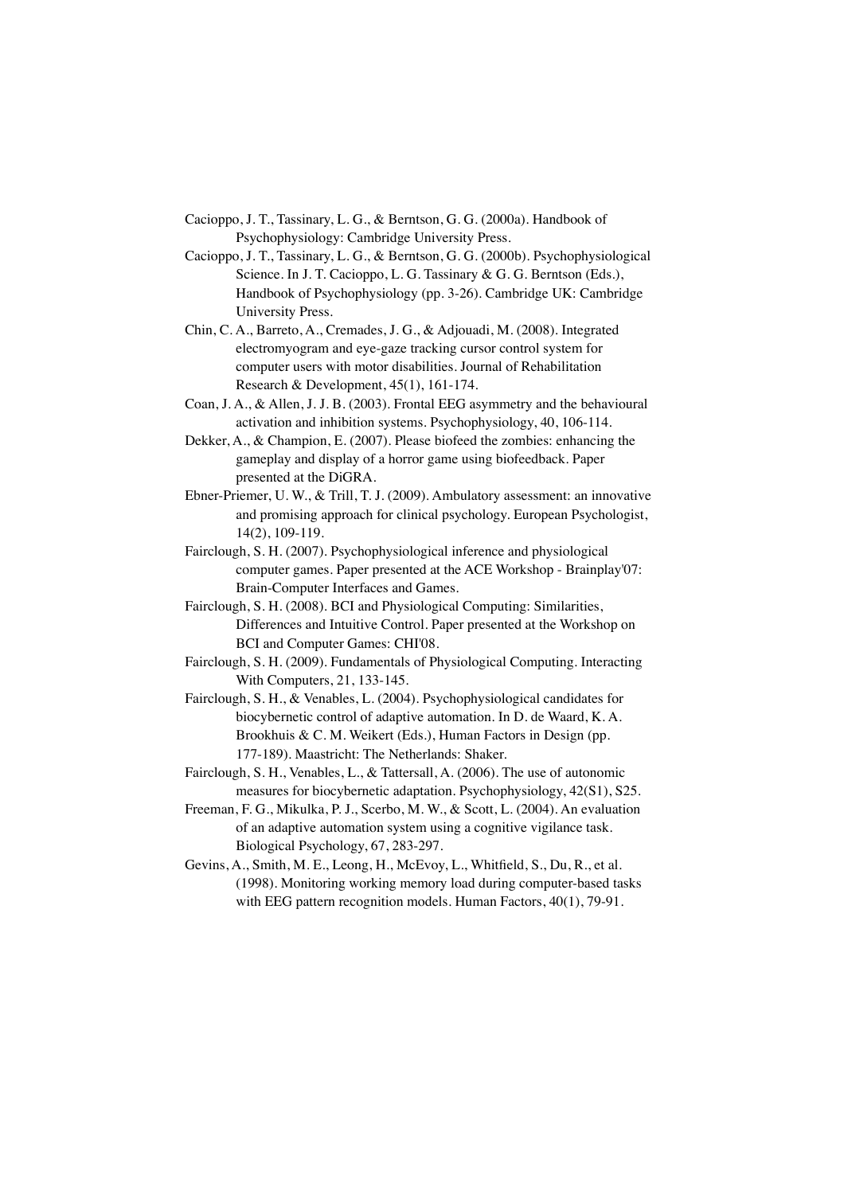Cacioppo, J. T., Tassinary, L. G., & Berntson, G. G. (2000a). Handbook of Psychophysiology: Cambridge University Press.

Cacioppo, J. T., Tassinary, L. G., & Berntson, G. G. (2000b). Psychophysiological Science. In J. T. Cacioppo, L. G. Tassinary & G. G. Berntson (Eds.), Handbook of Psychophysiology (pp. 3-26). Cambridge UK: Cambridge University Press.

Chin, C. A., Barreto, A., Cremades, J. G., & Adjouadi, M. (2008). Integrated electromyogram and eye-gaze tracking cursor control system for computer users with motor disabilities. Journal of Rehabilitation Research & Development, 45(1), 161-174.

Coan, J. A., & Allen, J. J. B. (2003). Frontal EEG asymmetry and the behavioural activation and inhibition systems. Psychophysiology, 40, 106-114.

Dekker, A., & Champion, E. (2007). Please biofeed the zombies: enhancing the gameplay and display of a horror game using biofeedback. Paper presented at the DiGRA.

Ebner-Priemer, U. W., & Trill, T. J. (2009). Ambulatory assessment: an innovative and promising approach for clinical psychology. European Psychologist, 14(2), 109-119.

Fairclough, S. H. (2007). Psychophysiological inference and physiological computer games. Paper presented at the ACE Workshop - Brainplay'07: Brain-Computer Interfaces and Games.

Fairclough, S. H. (2008). BCI and Physiological Computing: Similarities, Differences and Intuitive Control. Paper presented at the Workshop on BCI and Computer Games: CHI'08.

Fairclough, S. H. (2009). Fundamentals of Physiological Computing. Interacting With Computers, 21, 133-145.

Fairclough, S. H., & Venables, L. (2004). Psychophysiological candidates for biocybernetic control of adaptive automation. In D. de Waard, K. A. Brookhuis & C. M. Weikert (Eds.), Human Factors in Design (pp. 177-189). Maastricht: The Netherlands: Shaker.

Fairclough, S. H., Venables, L., & Tattersall, A. (2006). The use of autonomic measures for biocybernetic adaptation. Psychophysiology, 42(S1), S25.

Freeman, F. G., Mikulka, P. J., Scerbo, M. W., & Scott, L. (2004). An evaluation of an adaptive automation system using a cognitive vigilance task. Biological Psychology, 67, 283-297.

Gevins, A., Smith, M. E., Leong, H., McEvoy, L., Whitfield, S., Du, R., et al. (1998). Monitoring working memory load during computer-based tasks with EEG pattern recognition models. Human Factors, 40(1), 79-91.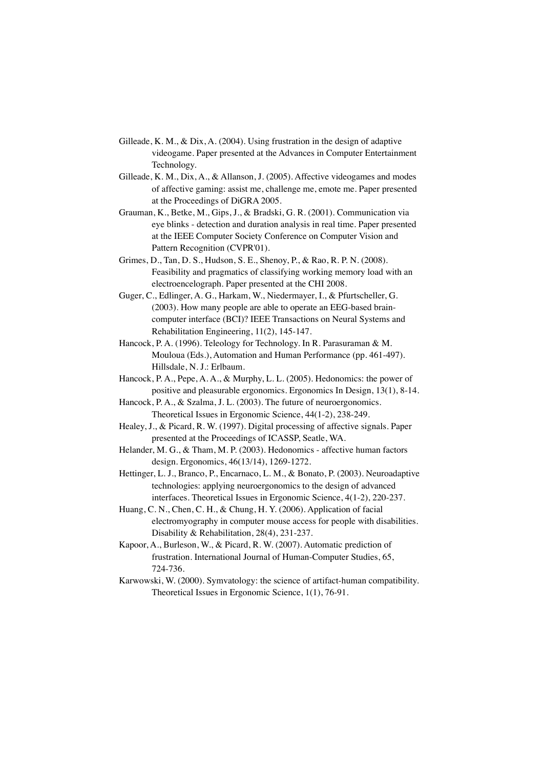Gilleade, K. M., & Dix, A. (2004). Using frustration in the design of adaptive videogame. Paper presented at the Advances in Computer Entertainment Technology.

Gilleade, K. M., Dix, A., & Allanson, J. (2005). Affective videogames and modes of affective gaming: assist me, challenge me, emote me. Paper presented at the Proceedings of DiGRA 2005.

Grauman, K., Betke, M., Gips, J., & Bradski, G. R. (2001). Communication via eye blinks - detection and duration analysis in real time. Paper presented at the IEEE Computer Society Conference on Computer Vision and Pattern Recognition (CVPR'01).

Grimes, D., Tan, D. S., Hudson, S. E., Shenoy, P., & Rao, R. P. N. (2008). Feasibility and pragmatics of classifying working memory load with an electroencelograph. Paper presented at the CHI 2008.

Guger, C., Edlinger, A. G., Harkam, W., Niedermayer, I., & Pfurtscheller, G. (2003). How many people are able to operate an EEG-based brain-computer interface (BCI)? IEEE Transactions on Neural Systems and Rehabilitation Engineering, 11(2), 145-147.

Hancock, P. A. (1996). Teleology for Technology. In R. Parasuraman & M. Mouloua (Eds.), Automation and Human Performance (pp. 461-497). Hillsdale, N. J.: Erlbaum.

Hancock, P. A., Pepe, A. A., & Murphy, L. L. (2005). Hedonomics: the power of positive and pleasurable ergonomics. Ergonomics In Design, 13(1), 8-14.

Hancock, P. A., & Szalma, J. L. (2003). The future of neuroergonomics. Theoretical Issues in Ergonomic Science, 44(1-2), 238-249.

Healey, J., & Picard, R. W. (1997). Digital processing of affective signals. Paper presented at the Proceedings of ICASSP, Seatle, WA.

Helander, M. G., & Tham, M. P. (2003). Hedonomics - affective human factors design. Ergonomics, 46(13/14), 1269-1272.

Hettinger, L. J., Branco, P., Encarnaco, L. M., & Bonato, P. (2003). Neuroadaptive technologies: applying neuroergonomics to the design of advanced interfaces. Theoretical Issues in Ergonomic Science, 4(1-2), 220-237.

Huang, C. N., Chen, C. H., & Chung, H. Y. (2006). Application of facial electromyography in computer mouse access for people with disabilities. Disability & Rehabilitation, 28(4), 231-237.

Kapoor, A., Burleson, W., & Picard, R. W. (2007). Automatic prediction of frustration. International Journal of Human-Computer Studies, 65, 724-736.

Karwowski, W. (2000). Symvatology: the science of artifact-human compatibility. Theoretical Issues in Ergonomic Science, 1(1), 76-91.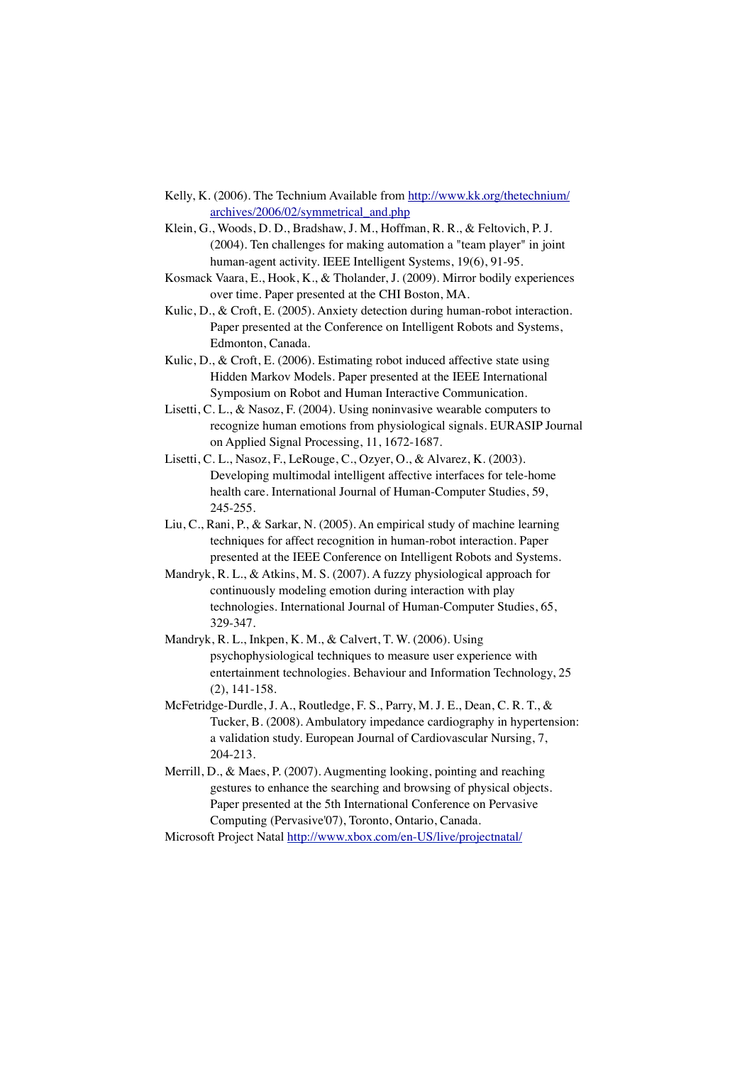Kelly, K. (2006). The Technium Available from http://www.kk.org/thetechnium/archives/2006/02/symmetrical_and.php

Klein, G., Woods, D. D., Bradshaw, J. M., Hoffman, R. R., & Feltovich, P. J. (2004). Ten challenges for making automation a "team player" in joint human-agent activity. IEEE Intelligent Systems, 19(6), 91-95.

Kosmack Vaara, E., Hook, K., & Tholander, J. (2009). Mirror bodily experiences over time. Paper presented at the CHI Boston, MA.

Kulic, D., & Croft, E. (2005). Anxiety detection during human-robot interaction. Paper presented at the Conference on Intelligent Robots and Systems, Edmonton, Canada.

Kulic, D., & Croft, E. (2006). Estimating robot induced affective state using Hidden Markov Models. Paper presented at the IEEE International Symposium on Robot and Human Interactive Communication.

Lisetti, C. L., & Nasoz, F. (2004). Using noninvasive wearable computers to recognize human emotions from physiological signals. EURASIP Journal on Applied Signal Processing, 11, 1672-1687.

Lisetti, C. L., Nasoz, F., LeRouge, C., Ozyer, O., & Alvarez, K. (2003). Developing multimodal intelligent affective interfaces for tele-home health care. International Journal of Human-Computer Studies, 59, 245-255.

Liu, C., Rani, P., & Sarkar, N. (2005). An empirical study of machine learning techniques for affect recognition in human-robot interaction. Paper presented at the IEEE Conference on Intelligent Robots and Systems.

Mandryk, R. L., & Atkins, M. S. (2007). A fuzzy physiological approach for continuously modeling emotion during interaction with play technologies. International Journal of Human-Computer Studies, 65, 329-347.

Mandryk, R. L., Inkpen, K. M., & Calvert, T. W. (2006). Using psychophysiological techniques to measure user experience with entertainment technologies. Behaviour and Information Technology, 25 (2), 141-158.

McFetridge-Durdle, J. A., Routledge, F. S., Parry, M. J. E., Dean, C. R. T., & Tucker, B. (2008). Ambulatory impedance cardiography in hypertension: a validation study. European Journal of Cardiovascular Nursing, 7, 204-213.

Merrill, D., & Maes, P. (2007). Augmenting looking, pointing and reaching gestures to enhance the searching and browsing of physical objects. Paper presented at the 5th International Conference on Pervasive Computing (Pervasive'07), Toronto, Ontario, Canada.

Microsoft Project Natal http://www.xbox.com/en-US/live/projectnatal/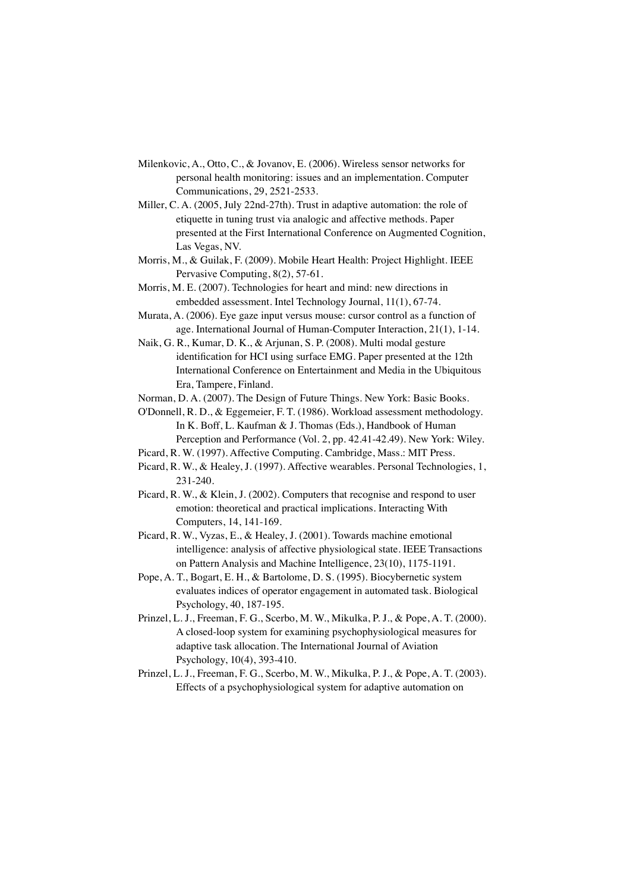Milenkovic, A., Otto, C., & Jovanov, E. (2006). Wireless sensor networks for personal health monitoring: issues and an implementation. Computer Communications, 29, 2521-2533.

Miller, C. A. (2005, July 22nd-27th). Trust in adaptive automation: the role of etiquette in tuning trust via analogic and affective methods. Paper presented at the First International Conference on Augmented Cognition, Las Vegas, NV.

Morris, M., & Guilak, F. (2009). Mobile Heart Health: Project Highlight. IEEE Pervasive Computing, 8(2), 57-61.

Morris, M. E. (2007). Technologies for heart and mind: new directions in embedded assessment. Intel Technology Journal, 11(1), 67-74.

Murata, A. (2006). Eye gaze input versus mouse: cursor control as a function of age. International Journal of Human-Computer Interaction, 21(1), 1-14.

Naik, G. R., Kumar, D. K., & Arjunan, S. P. (2008). Multi modal gesture identification for HCI using surface EMG. Paper presented at the 12th International Conference on Entertainment and Media in the Ubiquitous Era, Tampere, Finland.

Norman, D. A. (2007). The Design of Future Things. New York: Basic Books.

O'Donnell, R. D., & Eggemeier, F. T. (1986). Workload assessment methodology. In K. Boff, L. Kaufman & J. Thomas (Eds.), Handbook of Human Perception and Performance (Vol. 2, pp. 42.41-42.49). New York: Wiley.

Picard, R. W. (1997). Affective Computing. Cambridge, Mass.: MIT Press.

Picard, R. W., & Healey, J. (1997). Affective wearables. Personal Technologies, 1, 231-240.

Picard, R. W., & Klein, J. (2002). Computers that recognise and respond to user emotion: theoretical and practical implications. Interacting With Computers, 14, 141-169.

Picard, R. W., Vyzas, E., & Healey, J. (2001). Towards machine emotional intelligence: analysis of affective physiological state. IEEE Transactions on Pattern Analysis and Machine Intelligence, 23(10), 1175-1191.

Pope, A. T., Bogart, E. H., & Bartolome, D. S. (1995). Biocybernetic system evaluates indices of operator engagement in automated task. Biological Psychology, 40, 187-195.

Prinzel, L. J., Freeman, F. G., Scerbo, M. W., Mikulka, P. J., & Pope, A. T. (2000). A closed-loop system for examining psychophysiological measures for adaptive task allocation. The International Journal of Aviation Psychology, 10(4), 393-410.

Prinzel, L. J., Freeman, F. G., Scerbo, M. W., Mikulka, P. J., & Pope, A. T. (2003). Effects of a psychophysiological system for adaptive automation on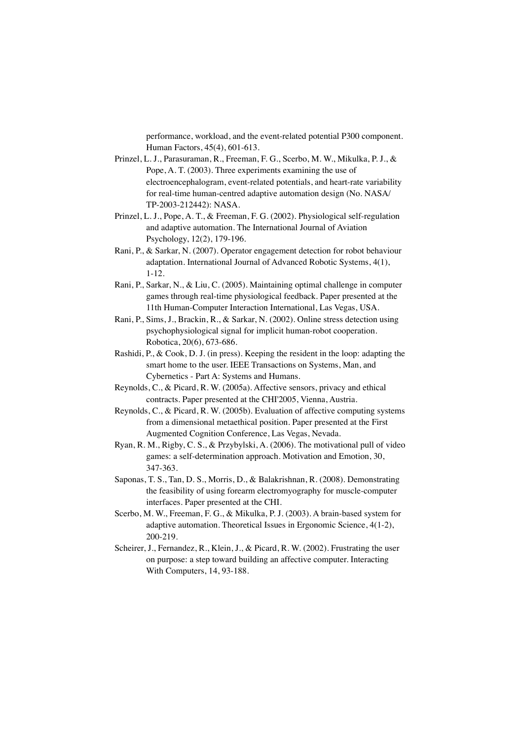performance, workload, and the event-related potential P300 component. Human Factors, 45(4), 601-613.

Prinzel, L. J., Parasuraman, R., Freeman, F. G., Scerbo, M. W., Mikulka, P. J., & Pope, A. T. (2003). Three experiments examining the use of electroencephalogram, event-related potentials, and heart-rate variability for real-time human-centred adaptive automation design (No. NASA/TP-2003-212442): NASA.

Prinzel, L. J., Pope, A. T., & Freeman, F. G. (2002). Physiological self-regulation and adaptive automation. The International Journal of Aviation Psychology, 12(2), 179-196.

Rani, P., & Sarkar, N. (2007). Operator engagement detection for robot behaviour adaptation. International Journal of Advanced Robotic Systems, 4(1), 1-12.

Rani, P., Sarkar, N., & Liu, C. (2005). Maintaining optimal challenge in computer games through real-time physiological feedback. Paper presented at the 11th Human-Computer Interaction International, Las Vegas, USA.

Rani, P., Sims, J., Brackin, R., & Sarkar, N. (2002). Online stress detection using psychophysiological signal for implicit human-robot cooperation. Robotica, 20(6), 673-686.

Rashidi, P., & Cook, D. J. (in press). Keeping the resident in the loop: adapting the smart home to the user. IEEE Transactions on Systems, Man, and Cybernetics - Part A: Systems and Humans.

Reynolds, C., & Picard, R. W. (2005a). Affective sensors, privacy and ethical contracts. Paper presented at the CHI'2005, Vienna, Austria.

Reynolds, C., & Picard, R. W. (2005b). Evaluation of affective computing systems from a dimensional metaethical position. Paper presented at the First Augmented Cognition Conference, Las Vegas, Nevada.

Ryan, R. M., Rigby, C. S., & Przybylski, A. (2006). The motivational pull of video games: a self-determination approach. Motivation and Emotion, 30, 347-363.

Saponas, T. S., Tan, D. S., Morris, D., & Balakrishnan, R. (2008). Demonstrating the feasibility of using forearm electromyography for muscle-computer interfaces. Paper presented at the CHI.

Scerbo, M. W., Freeman, F. G., & Mikulka, P. J. (2003). A brain-based system for adaptive automation. Theoretical Issues in Ergonomic Science, 4(1-2), 200-219.

Scheirer, J., Fernandez, R., Klein, J., & Picard, R. W. (2002). Frustrating the user on purpose: a step toward building an affective computer. Interacting With Computers, 14, 93-188.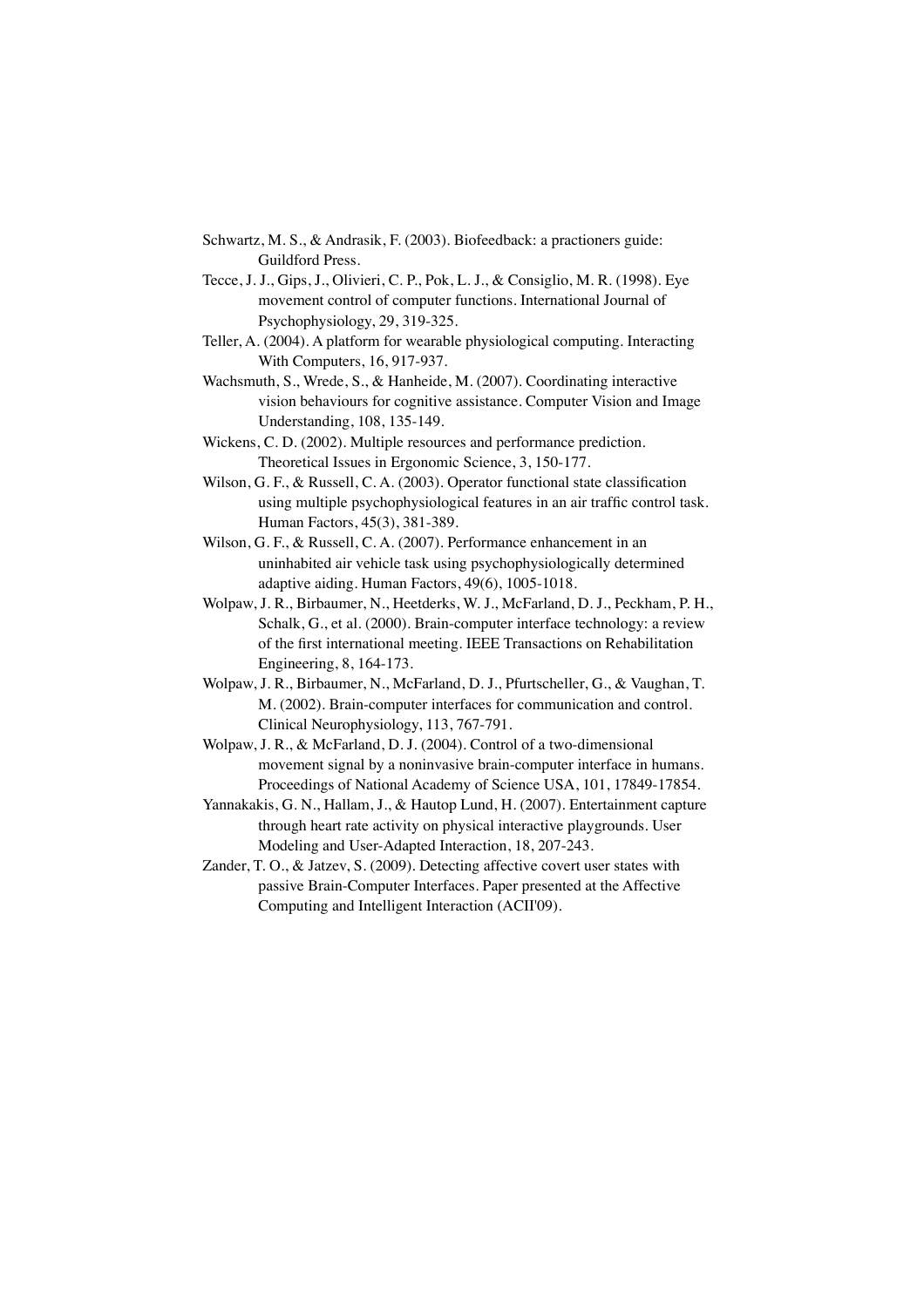Schwartz, M. S., & Andrasik, F. (2003). Biofeedback: a practioners guide: Guildford Press.

Tecce, J. J., Gips, J., Olivieri, C. P., Pok, L. J., & Consiglio, M. R. (1998). Eye movement control of computer functions. International Journal of Psychophysiology, 29, 319-325.

Teller, A. (2004). A platform for wearable physiological computing. Interacting With Computers, 16, 917-937.

Wachsmuth, S., Wrede, S., & Hanheide, M. (2007). Coordinating interactive vision behaviours for cognitive assistance. Computer Vision and Image Understanding, 108, 135-149.

Wickens, C. D. (2002). Multiple resources and performance prediction. Theoretical Issues in Ergonomic Science, 3, 150-177.

Wilson, G. F., & Russell, C. A. (2003). Operator functional state classification using multiple psychophysiological features in an air traffic control task. Human Factors, 45(3), 381-389.

Wilson, G. F., & Russell, C. A. (2007). Performance enhancement in an uninhabited air vehicle task using psychophysiologically determined adaptive aiding. Human Factors, 49(6), 1005-1018.

Wolpaw, J. R., Birbaumer, N., Heetderks, W. J., McFarland, D. J., Peckham, P. H., Schalk, G., et al. (2000). Brain-computer interface technology: a review of the first international meeting. IEEE Transactions on Rehabilitation Engineering, 8, 164-173.

Wolpaw, J. R., Birbaumer, N., McFarland, D. J., Pfurtscheller, G., & Vaughan, T. M. (2002). Brain-computer interfaces for communication and control. Clinical Neurophysiology, 113, 767-791.

Wolpaw, J. R., & McFarland, D. J. (2004). Control of a two-dimensional movement signal by a noninvasive brain-computer interface in humans. Proceedings of National Academy of Science USA, 101, 17849-17854.

Yannakakis, G. N., Hallam, J., & Hautop Lund, H. (2007). Entertainment capture through heart rate activity on physical interactive playgrounds. User Modeling and User-Adapted Interaction, 18, 207-243.

Zander, T. O., & Jatzev, S. (2009). Detecting affective covert user states with passive Brain-Computer Interfaces. Paper presented at the Affective Computing and Intelligent Interaction (ACII'09).